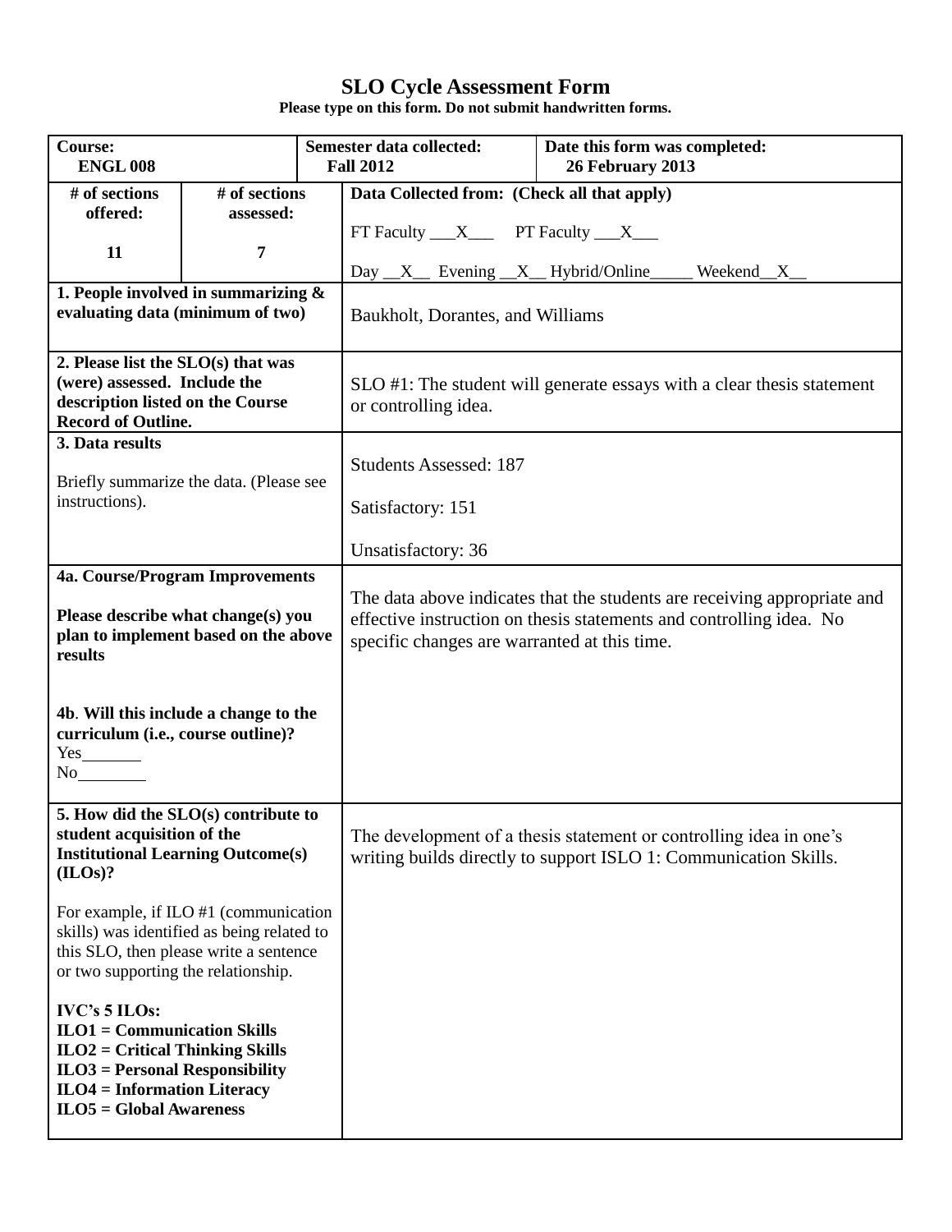# SLO Cycle Assessment Form

**Please type on this form. Do not submit handwritten forms.**

| **Course:** ENGL 008 | | **Semester data collected:** Fall 2012 | **Date this form was completed:** 26 February 2013 |
|---|---|---|---|
| **# of sections offered:** 11 | **# of sections assessed:** 7 | **Data Collected from: (Check all that apply)** FT Faculty \_\_\_X\_\_\_ PT Faculty \_\_\_X\_\_\_ Day \_\_X\_\_ Evening \_\_X\_\_ Hybrid/Online\_\_\_\_\_ Weekend\_\_X\_\_ | |
| **1. People involved in summarizing & evaluating data (minimum of two)** | | Baukholt, Dorantes, and Williams | |
| **2. Please list the SLO(s) that was (were) assessed. Include the description listed on the Course Record of Outline.** | | SLO #1: The student will generate essays with a clear thesis statement or controlling idea. | |
| **3. Data results** Briefly summarize the data. (Please see instructions). | | Students Assessed: 187 Satisfactory: 151 Unsatisfactory: 36 | |
| **4a. Course/Program Improvements** **Please describe what change(s) you plan to implement based on the above results** **4b. Will this include a change to the curriculum (i.e., course outline)?** Yes\_\_\_\_\_\_\_ No\_\_\_\_\_\_\_\_ | | The data above indicates that the students are receiving appropriate and effective instruction on thesis statements and controlling idea. No specific changes are warranted at this time. | |
| **5. How did the SLO(s) contribute to student acquisition of the Institutional Learning Outcome(s) (ILOs)?** For example, if ILO #1 (communication skills) was identified as being related to this SLO, then please write a sentence or two supporting the relationship. **IVC's 5 ILOs:** **ILO1 = Communication Skills** **ILO2 = Critical Thinking Skills** **ILO3 = Personal Responsibility** **ILO4 = Information Literacy** **ILO5 = Global Awareness** | | The development of a thesis statement or controlling idea in one's writing builds directly to support ISLO 1: Communication Skills. | |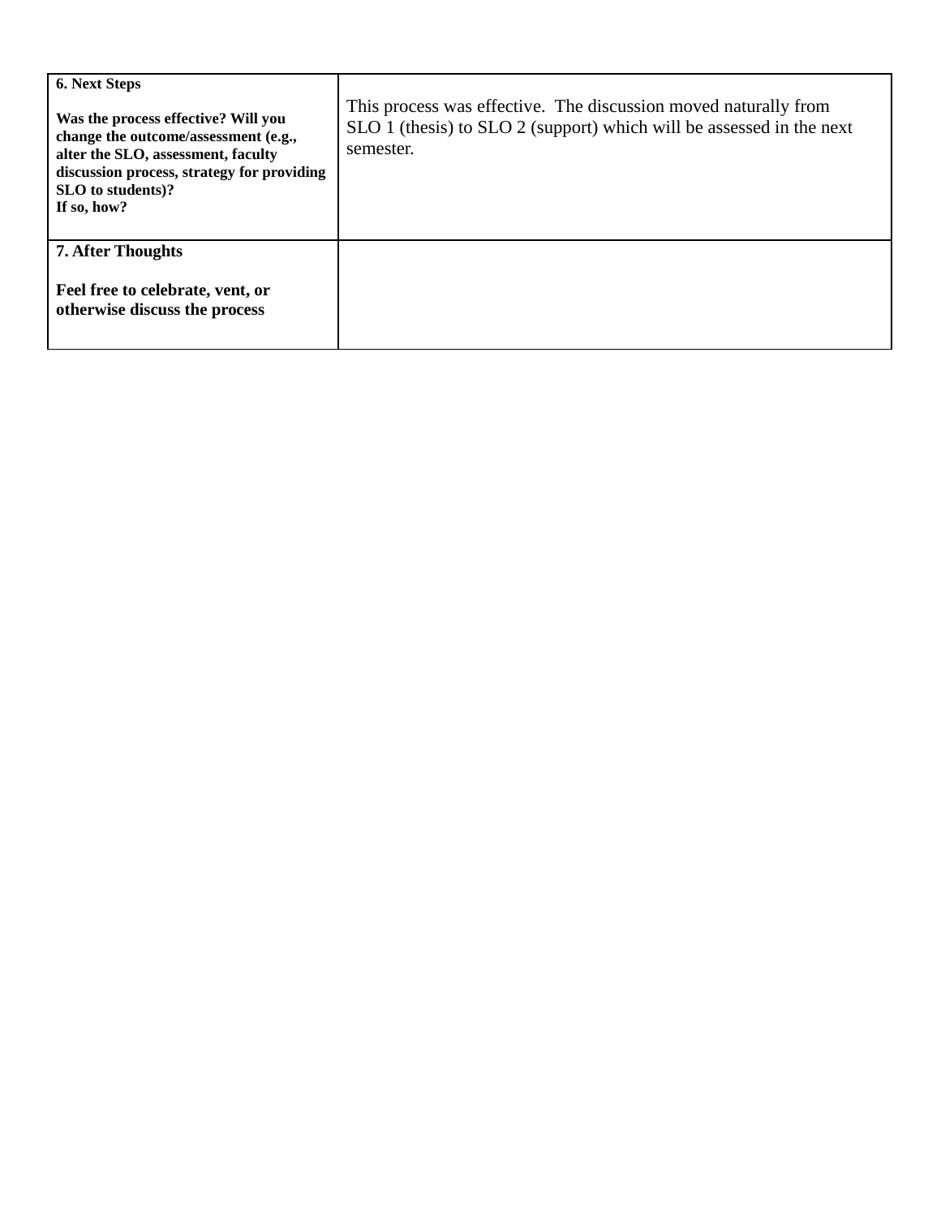| **6. Next Steps**<br><br>**Was the process effective? Will you change the outcome/assessment (e.g., alter the SLO, assessment, faculty discussion process, strategy for providing SLO to students)?**<br>**If so, how?** | This process was effective. The discussion moved naturally from SLO 1 (thesis) to SLO 2 (support) which will be assessed in the next semester. |
|---|---|
| **7. After Thoughts**<br><br>**Feel free to celebrate, vent, or otherwise discuss the process** | |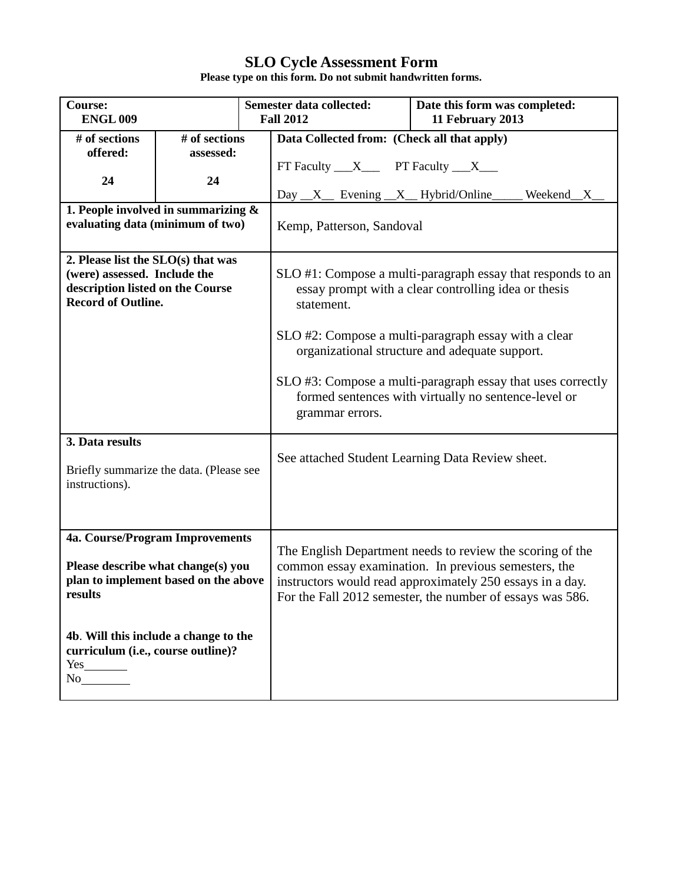# SLO Cycle Assessment Form

**Please type on this form. Do not submit handwritten forms.**

| **Course:** ENGL 009 | | **Semester data collected:** Fall 2012 | **Date this form was completed:** 11 February 2013 |
|---|---|---|---|
| **# of sections offered:** 24 | **# of sections assessed:** 24 | **Data Collected from: (Check all that apply)**<br>FT Faculty \_\_\_X\_\_\_ PT Faculty \_\_\_X\_\_\_<br>Day \_\_X\_\_ Evening \_\_X\_\_ Hybrid/Online\_\_\_\_\_ Weekend\_\_X\_\_ | |
| **1. People involved in summarizing & evaluating data (minimum of two)** | | Kemp, Patterson, Sandoval | |
| **2. Please list the SLO(s) that was (were) assessed. Include the description listed on the Course Record of Outline.** | | SLO #1: Compose a multi-paragraph essay that responds to an essay prompt with a clear controlling idea or thesis statement.<br><br>SLO #2: Compose a multi-paragraph essay with a clear organizational structure and adequate support.<br><br>SLO #3: Compose a multi-paragraph essay that uses correctly formed sentences with virtually no sentence-level or grammar errors. | |
| **3. Data results**<br><br>Briefly summarize the data. (Please see instructions). | | See attached Student Learning Data Review sheet. | |
| **4a. Course/Program Improvements**<br><br>**Please describe what change(s) you plan to implement based on the above results**<br><br>**4b. Will this include a change to the curriculum (i.e., course outline)?**<br>Yes\_\_\_\_\_\_\_<br>No\_\_\_\_\_\_\_\_ | | The English Department needs to review the scoring of the common essay examination. In previous semesters, the instructors would read approximately 250 essays in a day. For the Fall 2012 semester, the number of essays was 586. | |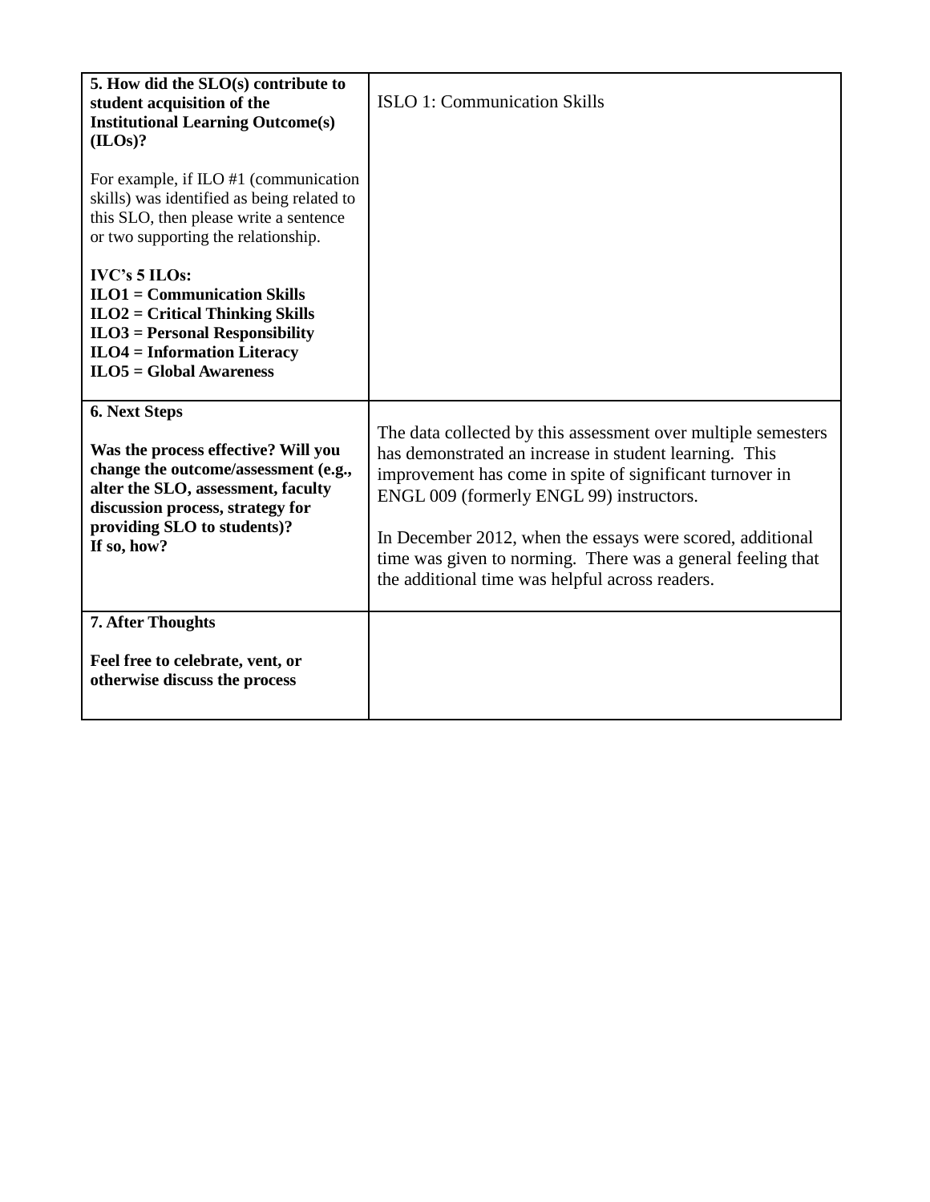| | |
|---|---|
| **5. How did the SLO(s) contribute to student acquisition of the Institutional Learning Outcome(s) (ILOs)?**<br><br>For example, if ILO #1 (communication skills) was identified as being related to this SLO, then please write a sentence or two supporting the relationship.<br><br>**IVC's 5 ILOs:**<br>**ILO1 = Communication Skills**<br>**ILO2 = Critical Thinking Skills**<br>**ILO3 = Personal Responsibility**<br>**ILO4 = Information Literacy**<br>**ILO5 = Global Awareness** | ISLO 1: Communication Skills |
| **6. Next Steps**<br><br>**Was the process effective? Will you change the outcome/assessment (e.g., alter the SLO, assessment, faculty discussion process, strategy for providing SLO to students)?**<br>**If so, how?** | The data collected by this assessment over multiple semesters has demonstrated an increase in student learning. This improvement has come in spite of significant turnover in ENGL 009 (formerly ENGL 99) instructors.<br><br>In December 2012, when the essays were scored, additional time was given to norming. There was a general feeling that the additional time was helpful across readers. |
| **7. After Thoughts**<br><br>**Feel free to celebrate, vent, or otherwise discuss the process** | |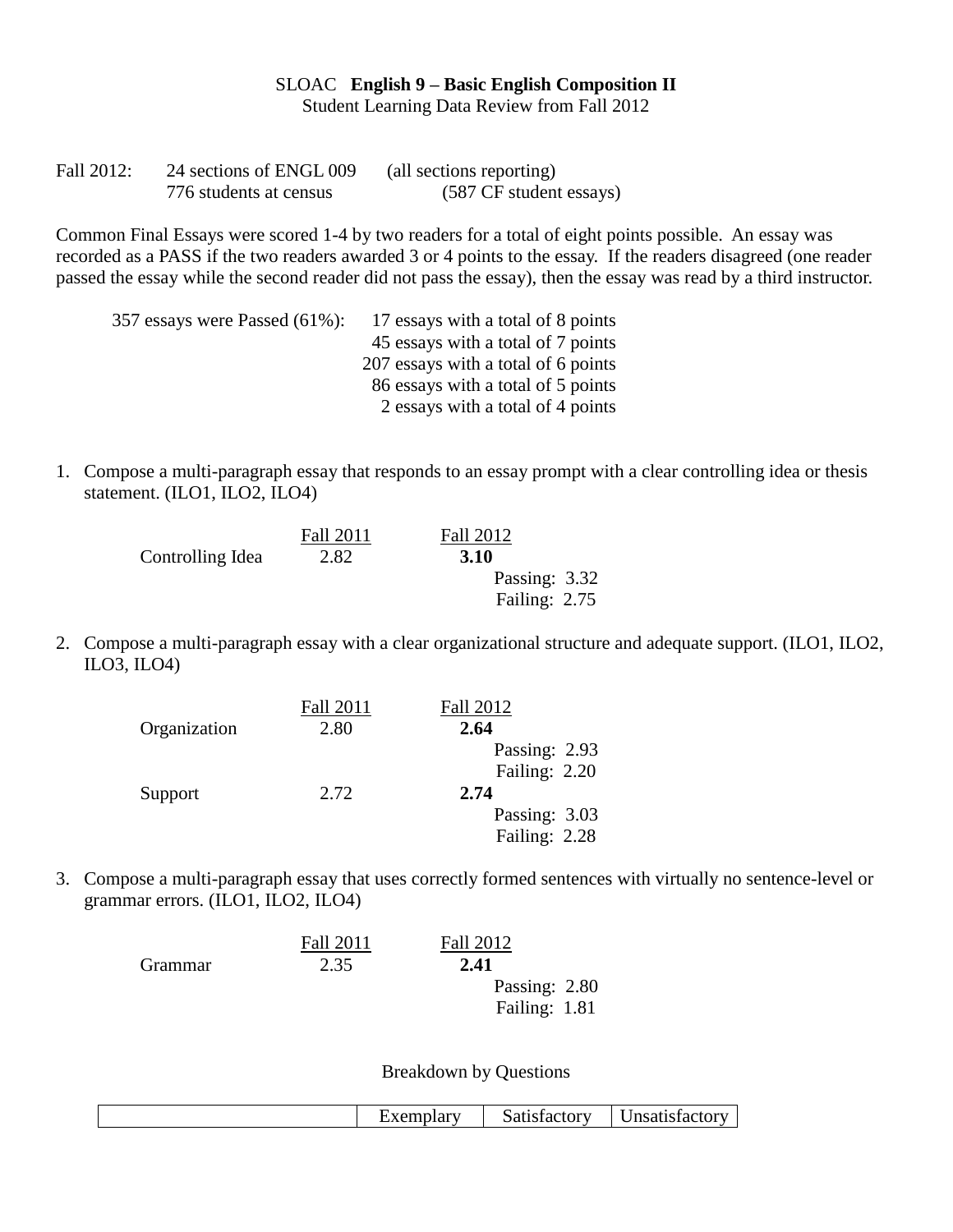SLOAC **English 9 – Basic English Composition II**
Student Learning Data Review from Fall 2012

Fall 2012: 24 sections of ENGL 009 (all sections reporting)
776 students at census (587 CF student essays)

Common Final Essays were scored 1-4 by two readers for a total of eight points possible. An essay was recorded as a PASS if the two readers awarded 3 or 4 points to the essay. If the readers disagreed (one reader passed the essay while the second reader did not pass the essay), then the essay was read by a third instructor.

357 essays were Passed (61%):
- 17 essays with a total of 8 points
- 45 essays with a total of 7 points
- 207 essays with a total of 6 points
- 86 essays with a total of 5 points
- 2 essays with a total of 4 points

1. Compose a multi-paragraph essay that responds to an essay prompt with a clear controlling idea or thesis statement. (ILO1, ILO2, ILO4)

| | Fall 2011 | Fall 2012 |
|---|---|---|
| Controlling Idea | 2.82 | **3.10** |
| | | Passing: 3.32 |
| | | Failing: 2.75 |

2. Compose a multi-paragraph essay with a clear organizational structure and adequate support. (ILO1, ILO2, ILO3, ILO4)

| | Fall 2011 | Fall 2012 |
|---|---|---|
| Organization | 2.80 | **2.64** |
| | | Passing: 2.93 |
| | | Failing: 2.20 |
| Support | 2.72 | **2.74** |
| | | Passing: 3.03 |
| | | Failing: 2.28 |

3. Compose a multi-paragraph essay that uses correctly formed sentences with virtually no sentence-level or grammar errors. (ILO1, ILO2, ILO4)

| | Fall 2011 | Fall 2012 |
|---|---|---|
| Grammar | 2.35 | **2.41** |
| | | Passing: 2.80 |
| | | Failing: 1.81 |

Breakdown by Questions

| | Exemplary | Satisfactory | Unsatisfactory |
|---|---|---|---|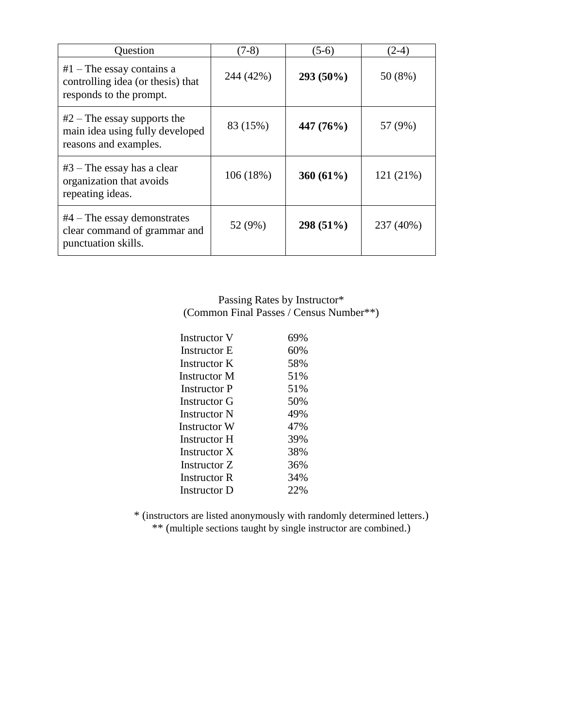| Question | (7-8) | (5-6) | (2-4) |
|---|---|---|---|
| #1 – The essay contains a controlling idea (or thesis) that responds to the prompt. | 244 (42%) | **293 (50%)** | 50 (8%) |
| #2 – The essay supports the main idea using fully developed reasons and examples. | 83 (15%) | **447 (76%)** | 57 (9%) |
| #3 – The essay has a clear organization that avoids repeating ideas. | 106 (18%) | **360 (61%)** | 121 (21%) |
| #4 – The essay demonstrates clear command of grammar and punctuation skills. | 52 (9%) | **298 (51%)** | 237 (40%) |

Passing Rates by Instructor*
(Common Final Passes / Census Number**)

| Instructor | Passing Rate |
|---|---|
| Instructor V | 69% |
| Instructor E | 60% |
| Instructor K | 58% |
| Instructor M | 51% |
| Instructor P | 51% |
| Instructor G | 50% |
| Instructor N | 49% |
| Instructor W | 47% |
| Instructor H | 39% |
| Instructor X | 38% |
| Instructor Z | 36% |
| Instructor R | 34% |
| Instructor D | 22% |

* (instructors are listed anonymously with randomly determined letters.)

** (multiple sections taught by single instructor are combined.)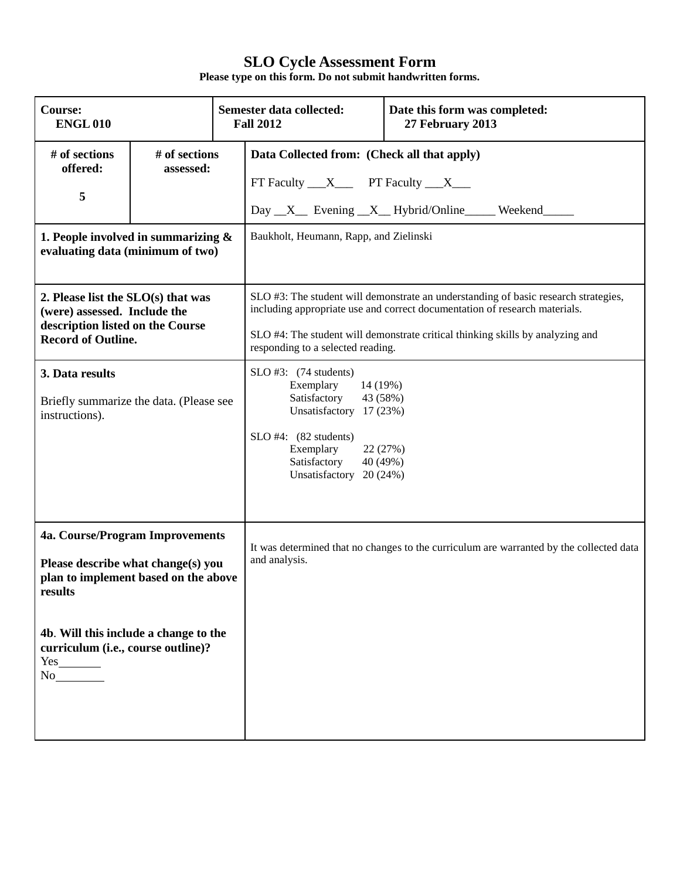# SLO Cycle Assessment Form

**Please type on this form. Do not submit handwritten forms.**

| **Course:** **ENGL 010** | | **Semester data collected:** **Fall 2012** | **Date this form was completed:** **27 February 2013** |
|---|---|---|---|
| **# of sections offered:** **5** | **# of sections assessed:** | **Data Collected from: (Check all that apply)** FT Faculty \_\_\_X\_\_\_ PT Faculty \_\_\_X\_\_\_ Day \_\_X\_\_ Evening \_\_X\_\_ Hybrid/Online\_\_\_\_\_ Weekend\_\_\_\_\_ | |
| **1. People involved in summarizing & evaluating data (minimum of two)** | | Baukholt, Heumann, Rapp, and Zielinski | |
| **2. Please list the SLO(s) that was (were) assessed. Include the description listed on the Course Record of Outline.** | | SLO #3: The student will demonstrate an understanding of basic research strategies, including appropriate use and correct documentation of research materials. <br><br> SLO #4: The student will demonstrate critical thinking skills by analyzing and responding to a selected reading. | |
| **3. Data results** <br><br> Briefly summarize the data. (Please see instructions). | | SLO #3: (74 students) <br> Exemplary 14 (19%) <br> Satisfactory 43 (58%) <br> Unsatisfactory 17 (23%) <br><br> SLO #4: (82 students) <br> Exemplary 22 (27%) <br> Satisfactory 40 (49%) <br> Unsatisfactory 20 (24%) | |
| **4a. Course/Program Improvements** <br><br> **Please describe what change(s) you plan to implement based on the above results** <br><br> **4b. Will this include a change to the curriculum (i.e., course outline)?** <br> Yes\_\_\_\_\_\_\_ <br> No\_\_\_\_\_\_\_\_ | | It was determined that no changes to the curriculum are warranted by the collected data and analysis. | |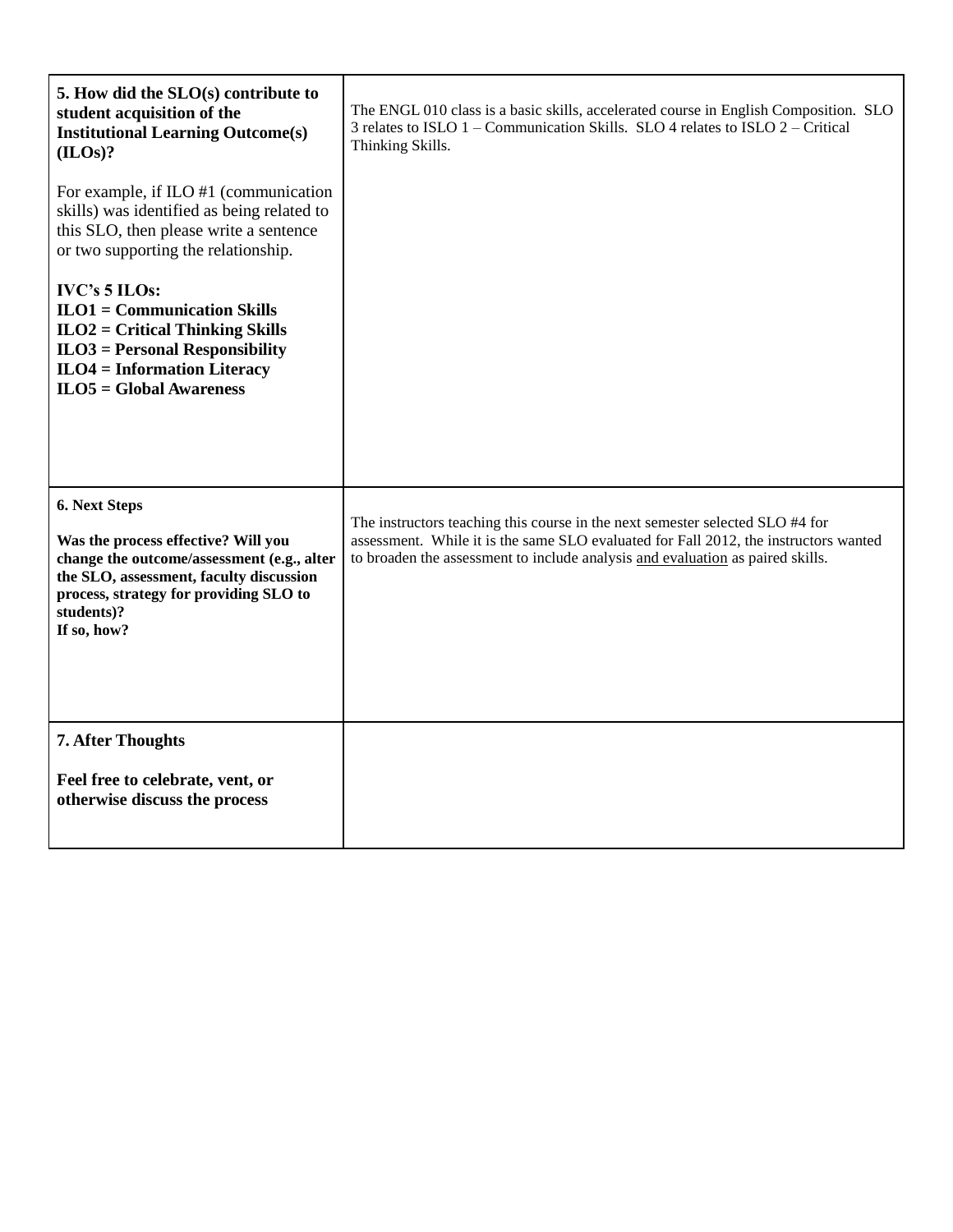| **5. How did the SLO(s) contribute to student acquisition of the Institutional Learning Outcome(s) (ILOs)?**<br><br>For example, if ILO #1 (communication skills) was identified as being related to this SLO, then please write a sentence or two supporting the relationship.<br><br>**IVC's 5 ILOs:**<br>**ILO1 = Communication Skills**<br>**ILO2 = Critical Thinking Skills**<br>**ILO3 = Personal Responsibility**<br>**ILO4 = Information Literacy**<br>**ILO5 = Global Awareness** | The ENGL 010 class is a basic skills, accelerated course in English Composition. SLO 3 relates to ISLO 1 – Communication Skills. SLO 4 relates to ISLO 2 – Critical Thinking Skills. |
|---|---|
| **6. Next Steps**<br><br>**Was the process effective? Will you change the outcome/assessment (e.g., alter the SLO, assessment, faculty discussion process, strategy for providing SLO to students)?**<br>**If so, how?** | The instructors teaching this course in the next semester selected SLO #4 for assessment. While it is the same SLO evaluated for Fall 2012, the instructors wanted to broaden the assessment to include analysis <u>and evaluation</u> as paired skills. |
| **7. After Thoughts**<br><br>**Feel free to celebrate, vent, or otherwise discuss the process** | |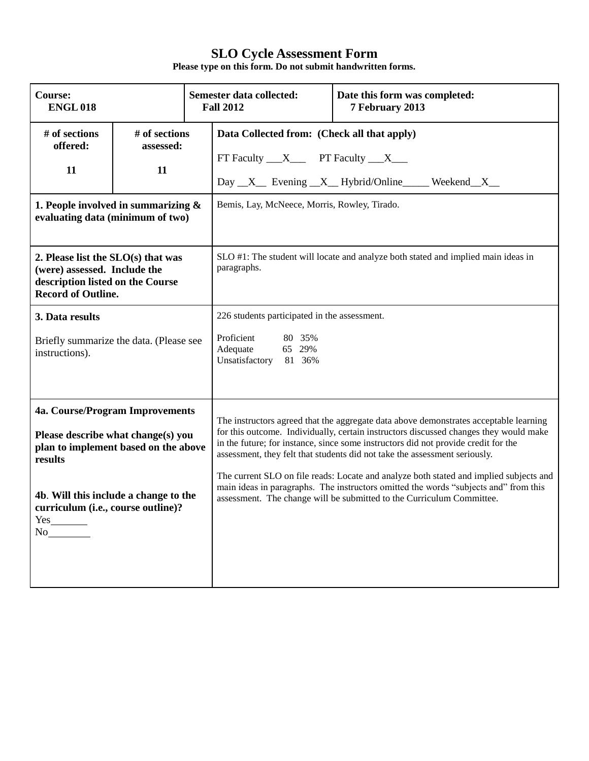# SLO Cycle Assessment Form

**Please type on this form. Do not submit handwritten forms.**

| **Course:** ENGL 018 | | **Semester data collected:** Fall 2012 | **Date this form was completed:** 7 February 2013 |
|---|---|---|---|
| **# of sections offered:** 11 | **# of sections assessed:** 11 | **Data Collected from: (Check all that apply)**<br>FT Faculty \_\_\_X\_\_\_ PT Faculty \_\_\_X\_\_\_<br>Day \_\_X\_\_ Evening \_\_X\_\_ Hybrid/Online\_\_\_\_\_ Weekend\_\_X\_\_ | |
| **1. People involved in summarizing & evaluating data (minimum of two)** | | Bemis, Lay, McNeece, Morris, Rowley, Tirado. | |
| **2. Please list the SLO(s) that was (were) assessed. Include the description listed on the Course Record of Outline.** | | SLO #1: The student will locate and analyze both stated and implied main ideas in paragraphs. | |
| **3. Data results**<br>Briefly summarize the data. (Please see instructions). | | 226 students participated in the assessment.<br>Proficient 80 35%<br>Adequate 65 29%<br>Unsatisfactory 81 36% | |
| **4a. Course/Program Improvements**<br>**Please describe what change(s) you plan to implement based on the above results**<br>**4b. Will this include a change to the curriculum (i.e., course outline)?**<br>Yes\_\_\_\_\_\_\_<br>No\_\_\_\_\_\_\_\_ | | The instructors agreed that the aggregate data above demonstrates acceptable learning for this outcome. Individually, certain instructors discussed changes they would make in the future; for instance, since some instructors did not provide credit for the assessment, they felt that students did not take the assessment seriously.<br>The current SLO on file reads: Locate and analyze both stated and implied subjects and main ideas in paragraphs. The instructors omitted the words "subjects and" from this assessment. The change will be submitted to the Curriculum Committee. | |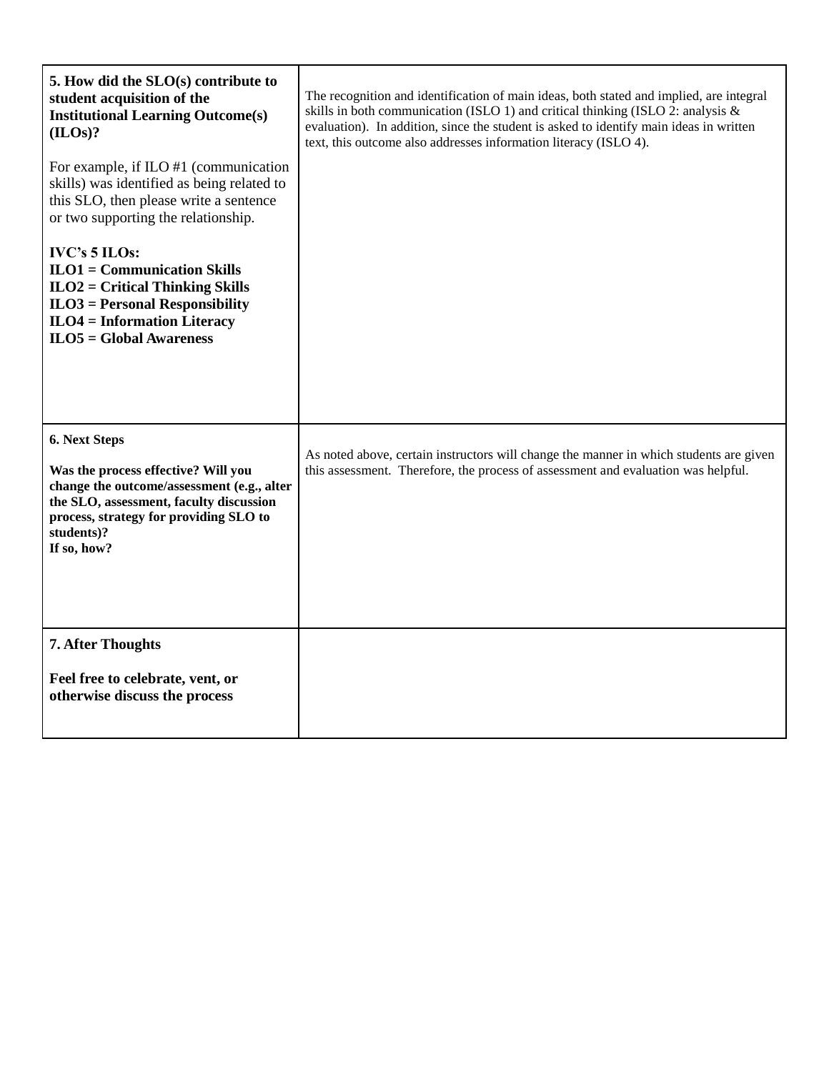| | |
|---|---|
| **5. How did the SLO(s) contribute to student acquisition of the Institutional Learning Outcome(s) (ILOs)?**<br><br>For example, if ILO #1 (communication skills) was identified as being related to this SLO, then please write a sentence or two supporting the relationship.<br><br>**IVC's 5 ILOs:**<br>**ILO1 = Communication Skills**<br>**ILO2 = Critical Thinking Skills**<br>**ILO3 = Personal Responsibility**<br>**ILO4 = Information Literacy**<br>**ILO5 = Global Awareness** | The recognition and identification of main ideas, both stated and implied, are integral skills in both communication (ISLO 1) and critical thinking (ISLO 2: analysis & evaluation). In addition, since the student is asked to identify main ideas in written text, this outcome also addresses information literacy (ISLO 4). |
| **6. Next Steps**<br><br>**Was the process effective? Will you change the outcome/assessment (e.g., alter the SLO, assessment, faculty discussion process, strategy for providing SLO to students)?**<br>**If so, how?** | As noted above, certain instructors will change the manner in which students are given this assessment. Therefore, the process of assessment and evaluation was helpful. |
| **7. After Thoughts**<br><br>**Feel free to celebrate, vent, or otherwise discuss the process** | |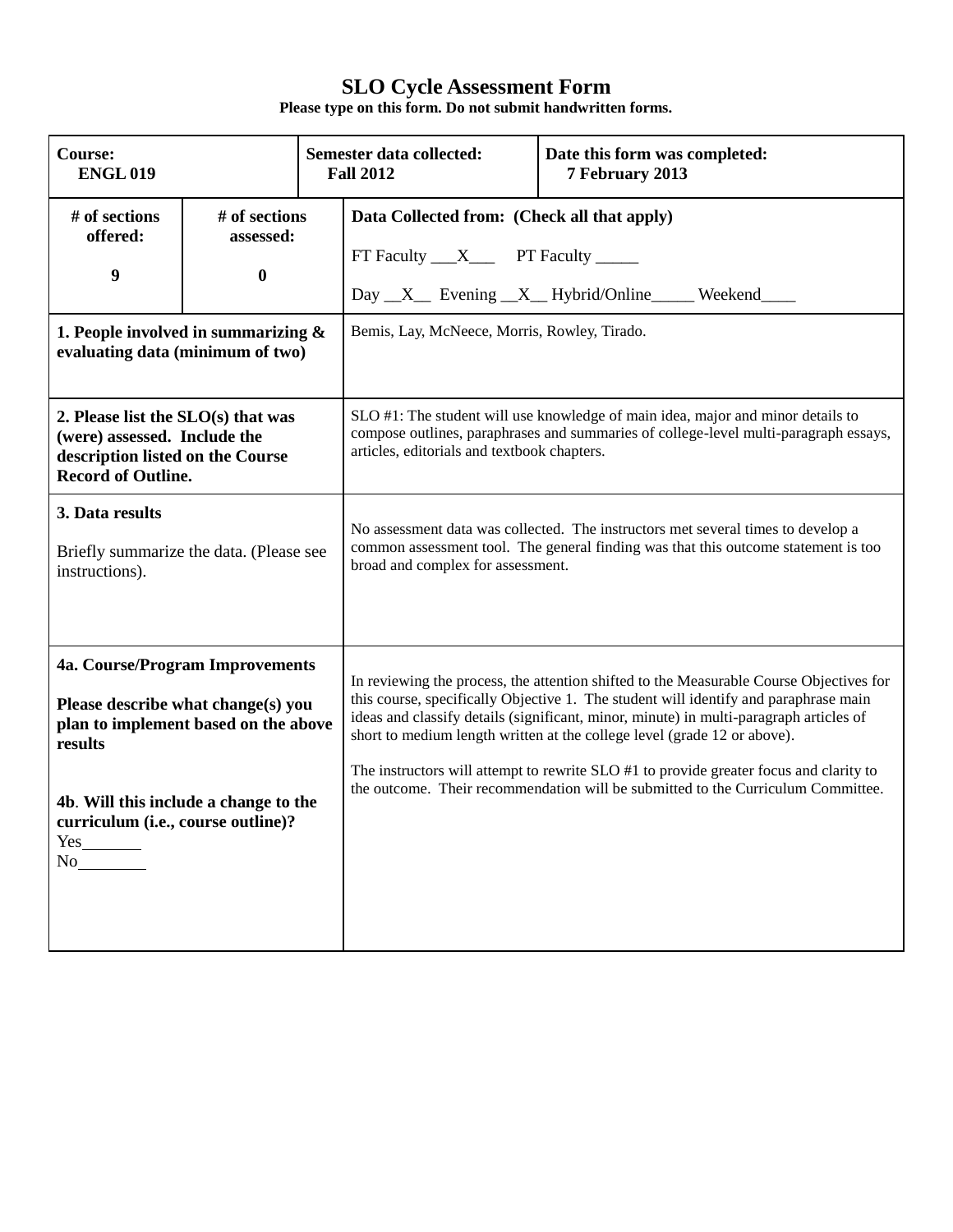# SLO Cycle Assessment Form

**Please type on this form. Do not submit handwritten forms.**

| **Course:** ENGL 019 | | **Semester data collected:** Fall 2012 | **Date this form was completed:** 7 February 2013 |
|---|---|---|---|
| **# of sections offered:** 9 | **# of sections assessed:** 0 | **Data Collected from: (Check all that apply)** FT Faculty \_\_\_X\_\_\_ PT Faculty \_\_\_\_\_ Day \_\_X\_\_ Evening \_\_X\_\_ Hybrid/Online\_\_\_\_\_ Weekend\_\_\_\_ | |
| **1. People involved in summarizing & evaluating data (minimum of two)** | | Bemis, Lay, McNeece, Morris, Rowley, Tirado. | |
| **2. Please list the SLO(s) that was (were) assessed. Include the description listed on the Course Record of Outline.** | | SLO #1: The student will use knowledge of main idea, major and minor details to compose outlines, paraphrases and summaries of college-level multi-paragraph essays, articles, editorials and textbook chapters. | |
| **3. Data results** Briefly summarize the data. (Please see instructions). | | No assessment data was collected. The instructors met several times to develop a common assessment tool. The general finding was that this outcome statement is too broad and complex for assessment. | |
| **4a. Course/Program Improvements** **Please describe what change(s) you plan to implement based on the above results** **4b. Will this include a change to the curriculum (i.e., course outline)?** Yes\_\_\_\_\_\_\_ No\_\_\_\_\_\_\_\_ | | In reviewing the process, the attention shifted to the Measurable Course Objectives for this course, specifically Objective 1. The student will identify and paraphrase main ideas and classify details (significant, minor, minute) in multi-paragraph articles of short to medium length written at the college level (grade 12 or above). The instructors will attempt to rewrite SLO #1 to provide greater focus and clarity to the outcome. Their recommendation will be submitted to the Curriculum Committee. | |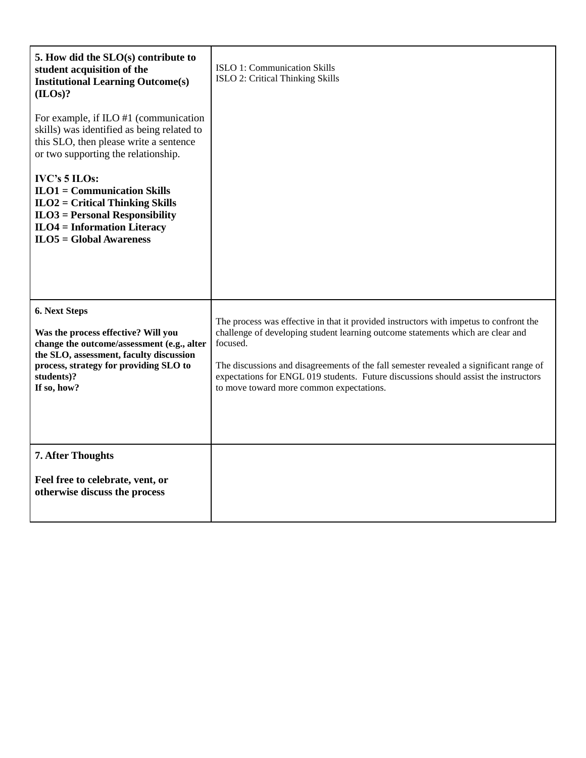| **5. How did the SLO(s) contribute to student acquisition of the Institutional Learning Outcome(s) (ILOs)?**<br><br>For example, if ILO #1 (communication skills) was identified as being related to this SLO, then please write a sentence or two supporting the relationship.<br><br>**IVC's 5 ILOs:**<br>**ILO1 = Communication Skills**<br>**ILO2 = Critical Thinking Skills**<br>**ILO3 = Personal Responsibility**<br>**ILO4 = Information Literacy**<br>**ILO5 = Global Awareness** | ISLO 1: Communication Skills<br>ISLO 2: Critical Thinking Skills |
| --- | --- |
| **6. Next Steps**<br><br>**Was the process effective? Will you change the outcome/assessment (e.g., alter the SLO, assessment, faculty discussion process, strategy for providing SLO to students)?**<br>**If so, how?** | The process was effective in that it provided instructors with impetus to confront the challenge of developing student learning outcome statements which are clear and focused.<br><br>The discussions and disagreements of the fall semester revealed a significant range of expectations for ENGL 019 students. Future discussions should assist the instructors to move toward more common expectations. |
| **7. After Thoughts**<br><br>**Feel free to celebrate, vent, or otherwise discuss the process** | |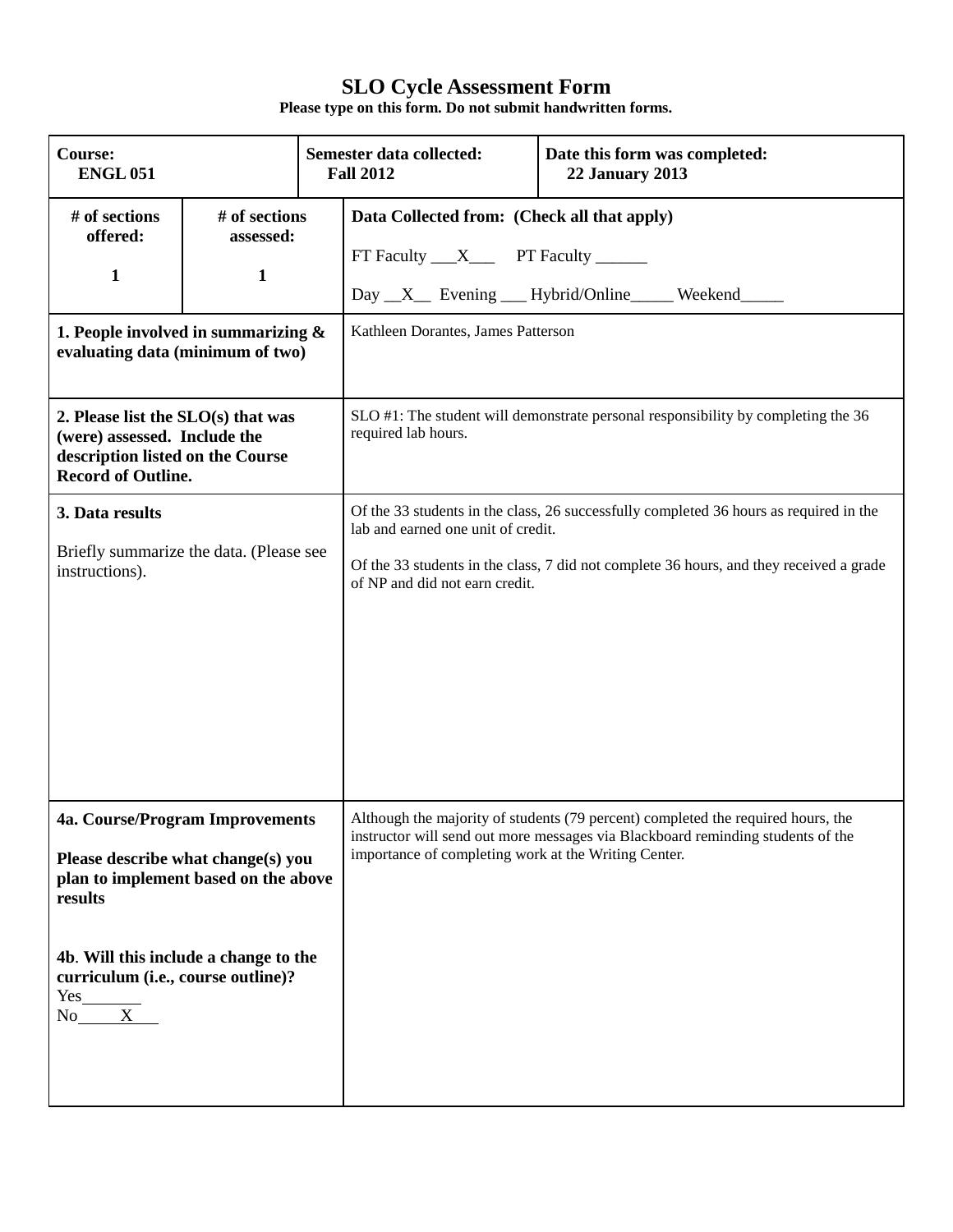# SLO Cycle Assessment Form

**Please type on this form. Do not submit handwritten forms.**

| **Course:** ENGL 051 | | **Semester data collected:** Fall 2012 | **Date this form was completed:** 22 January 2013 |
|---|---|---|---|
| **# of sections offered:** 1 | **# of sections assessed:** 1 | **Data Collected from: (Check all that apply)** FT Faculty \_\_\_X\_\_\_ PT Faculty \_\_\_\_\_\_ Day \_\_X\_\_ Evening \_\_\_ Hybrid/Online\_\_\_\_\_ Weekend\_\_\_\_\_ | |
| **1. People involved in summarizing & evaluating data (minimum of two)** | | Kathleen Dorantes, James Patterson | |
| **2. Please list the SLO(s) that was (were) assessed. Include the description listed on the Course Record of Outline.** | | SLO #1: The student will demonstrate personal responsibility by completing the 36 required lab hours. | |
| **3. Data results** Briefly summarize the data. (Please see instructions). | | Of the 33 students in the class, 26 successfully completed 36 hours as required in the lab and earned one unit of credit. Of the 33 students in the class, 7 did not complete 36 hours, and they received a grade of NP and did not earn credit. | |
| **4a. Course/Program Improvements** **Please describe what change(s) you plan to implement based on the above results** **4b. Will this include a change to the curriculum (i.e., course outline)?** Yes\_\_\_\_\_\_\_ No\_\_\_\_X\_\_\_ | | Although the majority of students (79 percent) completed the required hours, the instructor will send out more messages via Blackboard reminding students of the importance of completing work at the Writing Center. | |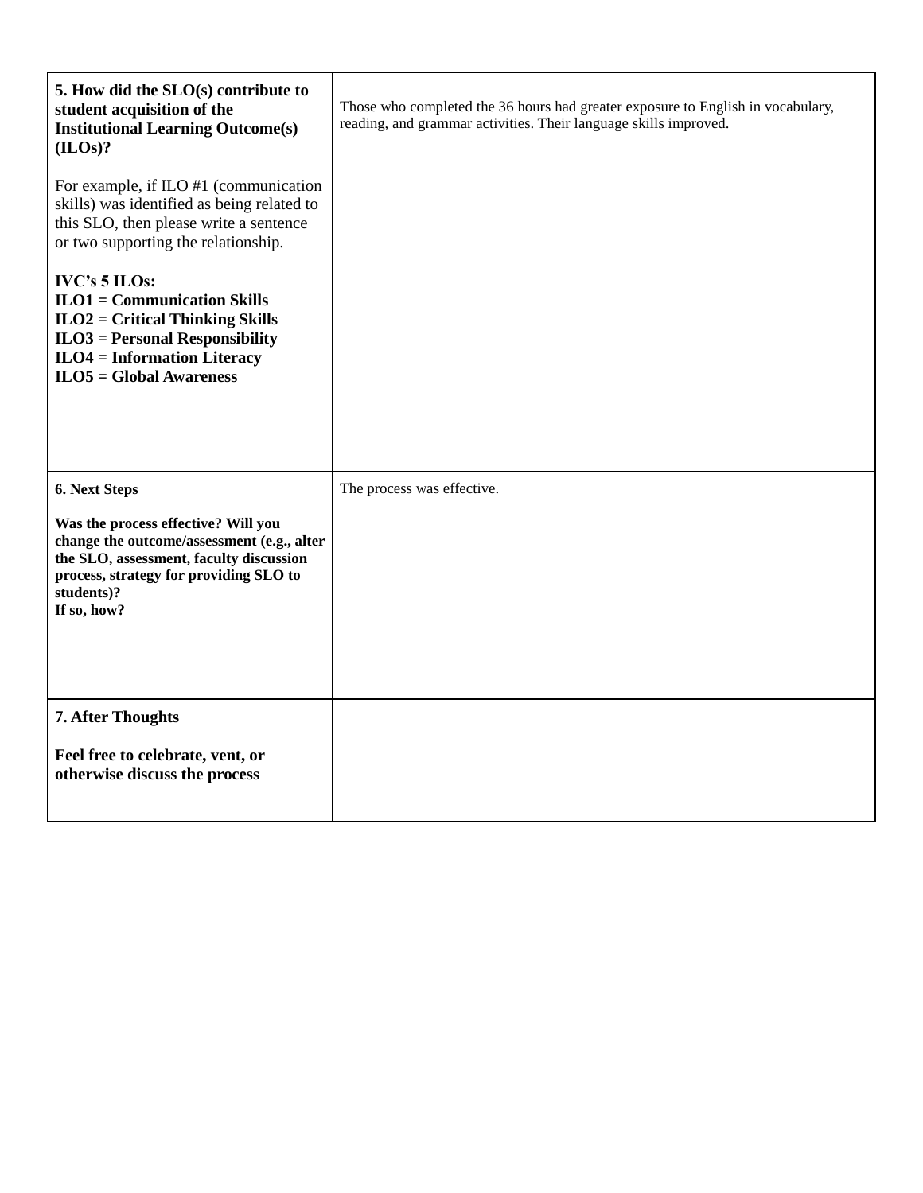| **5. How did the SLO(s) contribute to student acquisition of the Institutional Learning Outcome(s) (ILOs)?**<br><br>For example, if ILO #1 (communication skills) was identified as being related to this SLO, then please write a sentence or two supporting the relationship.<br><br>**IVC's 5 ILOs:**<br>**ILO1 = Communication Skills**<br>**ILO2 = Critical Thinking Skills**<br>**ILO3 = Personal Responsibility**<br>**ILO4 = Information Literacy**<br>**ILO5 = Global Awareness** | Those who completed the 36 hours had greater exposure to English in vocabulary, reading, and grammar activities. Their language skills improved. |
|---|---|
| **6. Next Steps**<br><br>**Was the process effective? Will you change the outcome/assessment (e.g., alter the SLO, assessment, faculty discussion process, strategy for providing SLO to students)?**<br>**If so, how?** | The process was effective. |
| **7. After Thoughts**<br><br>**Feel free to celebrate, vent, or otherwise discuss the process** | |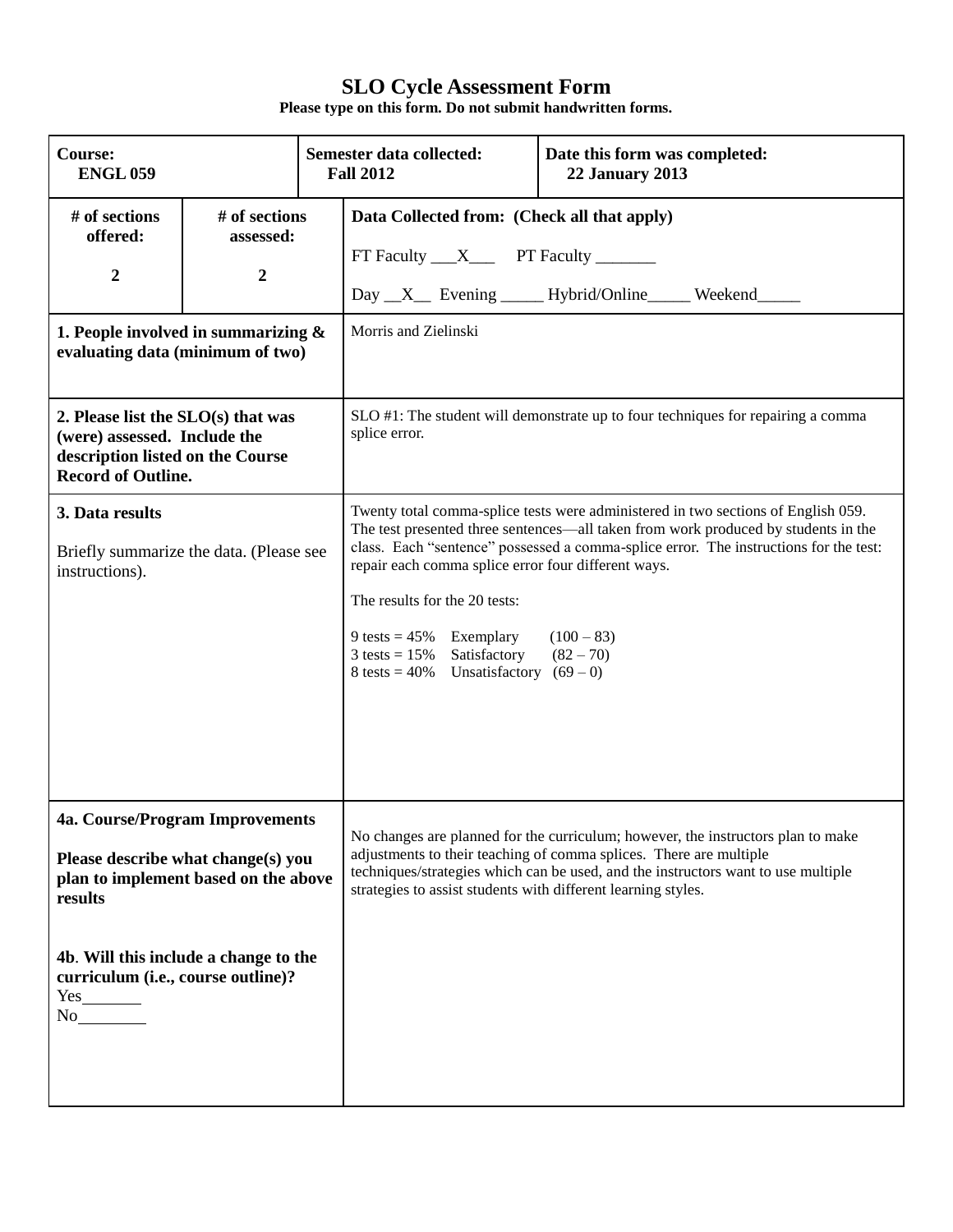# SLO Cycle Assessment Form

**Please type on this form. Do not submit handwritten forms.**

| **Course:** ENGL 059 | **Semester data collected:** Fall 2012 | **Date this form was completed:** 22 January 2013 |
|---|---|---|

| **# of sections offered:** 2 | **# of sections assessed:** 2 | **Data Collected from: (Check all that apply)**<br>FT Faculty \_\_\_X\_\_\_ PT Faculty \_\_\_\_\_\_\_<br>Day \_\_X\_\_ Evening \_\_\_\_\_ Hybrid/Online\_\_\_\_\_ Weekend\_\_\_\_\_ |
|---|---|---|

| | |
|---|---|
| **1. People involved in summarizing & evaluating data (minimum of two)** | Morris and Zielinski |
| **2. Please list the SLO(s) that was (were) assessed. Include the description listed on the Course Record of Outline.** | SLO #1: The student will demonstrate up to four techniques for repairing a comma splice error. |
| **3. Data results**<br><br>Briefly summarize the data. (Please see instructions). | Twenty total comma-splice tests were administered in two sections of English 059. The test presented three sentences—all taken from work produced by students in the class. Each "sentence" possessed a comma-splice error. The instructions for the test: repair each comma splice error four different ways.<br><br>The results for the 20 tests:<br><br>9 tests = 45% Exemplary (100 – 83)<br>3 tests = 15% Satisfactory (82 – 70)<br>8 tests = 40% Unsatisfactory (69 – 0) |
| **4a. Course/Program Improvements**<br><br>**Please describe what change(s) you plan to implement based on the above results**<br><br>**4b. Will this include a change to the curriculum (i.e., course outline)?**<br>Yes\_\_\_\_\_\_\_<br>No\_\_\_\_\_\_\_\_ | No changes are planned for the curriculum; however, the instructors plan to make adjustments to their teaching of comma splices. There are multiple techniques/strategies which can be used, and the instructors want to use multiple strategies to assist students with different learning styles. |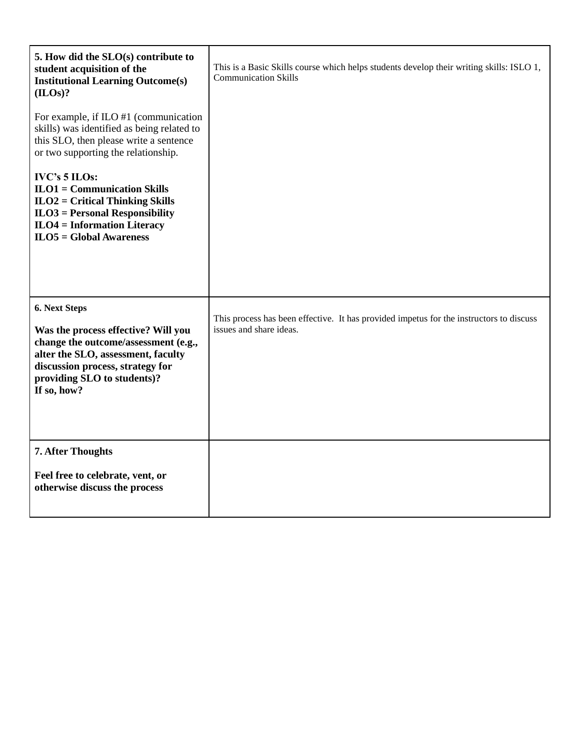| **5. How did the SLO(s) contribute to student acquisition of the Institutional Learning Outcome(s) (ILOs)?**<br><br>For example, if ILO #1 (communication skills) was identified as being related to this SLO, then please write a sentence or two supporting the relationship.<br><br>**IVC's 5 ILOs:**<br>**ILO1 = Communication Skills**<br>**ILO2 = Critical Thinking Skills**<br>**ILO3 = Personal Responsibility**<br>**ILO4 = Information Literacy**<br>**ILO5 = Global Awareness** | This is a Basic Skills course which helps students develop their writing skills: ISLO 1, Communication Skills |
|---|---|
| **6. Next Steps**<br><br>**Was the process effective? Will you change the outcome/assessment (e.g., alter the SLO, assessment, faculty discussion process, strategy for providing SLO to students)? If so, how?** | This process has been effective. It has provided impetus for the instructors to discuss issues and share ideas. |
| **7. After Thoughts**<br><br>**Feel free to celebrate, vent, or otherwise discuss the process** | |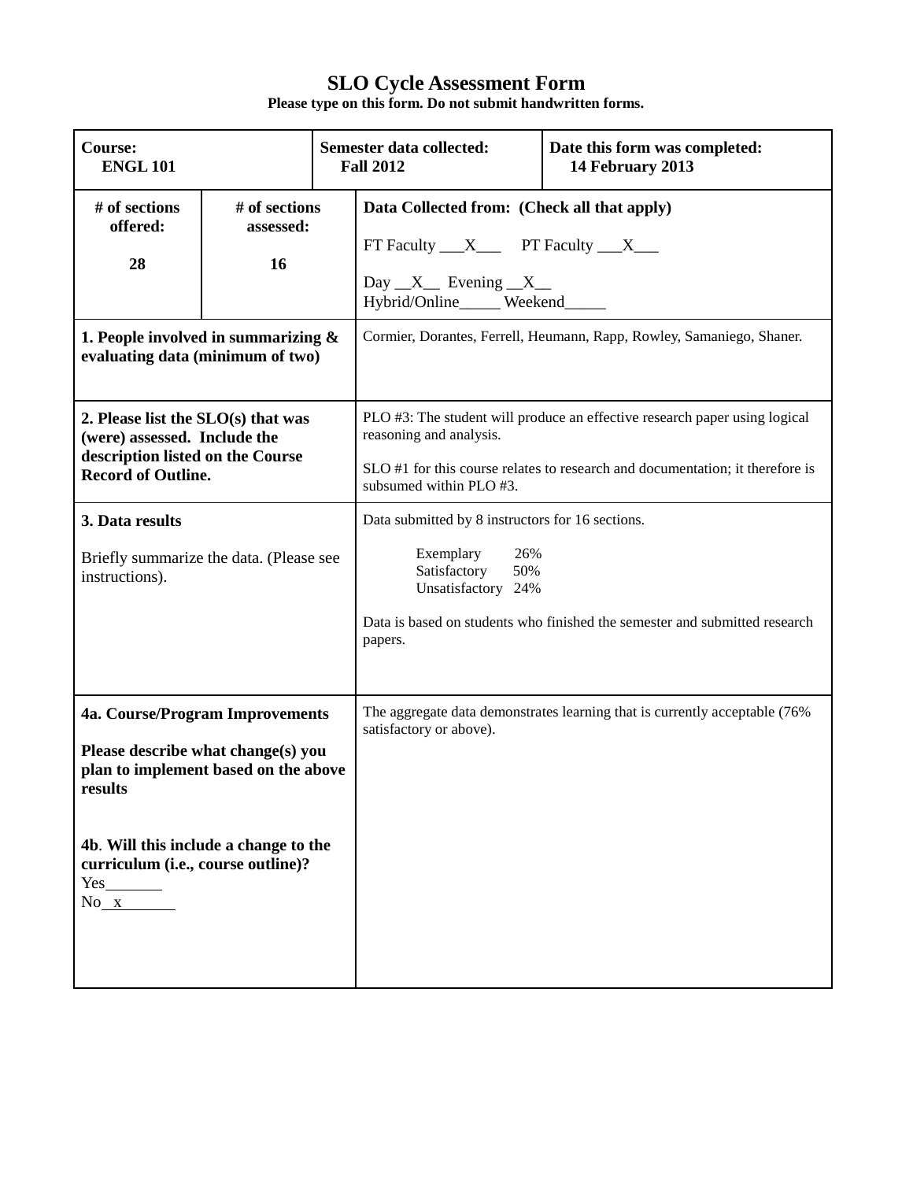# SLO Cycle Assessment Form

**Please type on this form. Do not submit handwritten forms.**

| | | |
|---|---|---|
| **Course:** **ENGL 101** | **Semester data collected:** **Fall 2012** | **Date this form was completed:** **14 February 2013** |

| **# of sections offered:** | **# of sections assessed:** | **Data Collected from: (Check all that apply)** |
|---|---|---|
| **28** | **16** | FT Faculty \_\_\_X\_\_\_ PT Faculty \_\_\_X\_\_\_ <br> Day \_\_X\_\_ Evening \_\_X\_\_ <br> Hybrid/Online\_\_\_\_\_ Weekend\_\_\_\_\_ |

| | |
|---|---|
| **1. People involved in summarizing & evaluating data (minimum of two)** | Cormier, Dorantes, Ferrell, Heumann, Rapp, Rowley, Samaniego, Shaner. |
| **2. Please list the SLO(s) that was (were) assessed. Include the description listed on the Course Record of Outline.** | PLO #3: The student will produce an effective research paper using logical reasoning and analysis. <br><br> SLO #1 for this course relates to research and documentation; it therefore is subsumed within PLO #3. |
| **3. Data results** <br><br> Briefly summarize the data. (Please see instructions). | Data submitted by 8 instructors for 16 sections. <br><br> Exemplary 26% <br> Satisfactory 50% <br> Unsatisfactory 24% <br><br> Data is based on students who finished the semester and submitted research papers. |
| **4a. Course/Program Improvements** <br><br> **Please describe what change(s) you plan to implement based on the above results** <br><br> **4b. Will this include a change to the curriculum (i.e., course outline)?** <br> Yes\_\_\_\_\_\_\_ <br> No\_\_x\_\_\_\_\_\_\_ | The aggregate data demonstrates learning that is currently acceptable (76% satisfactory or above). |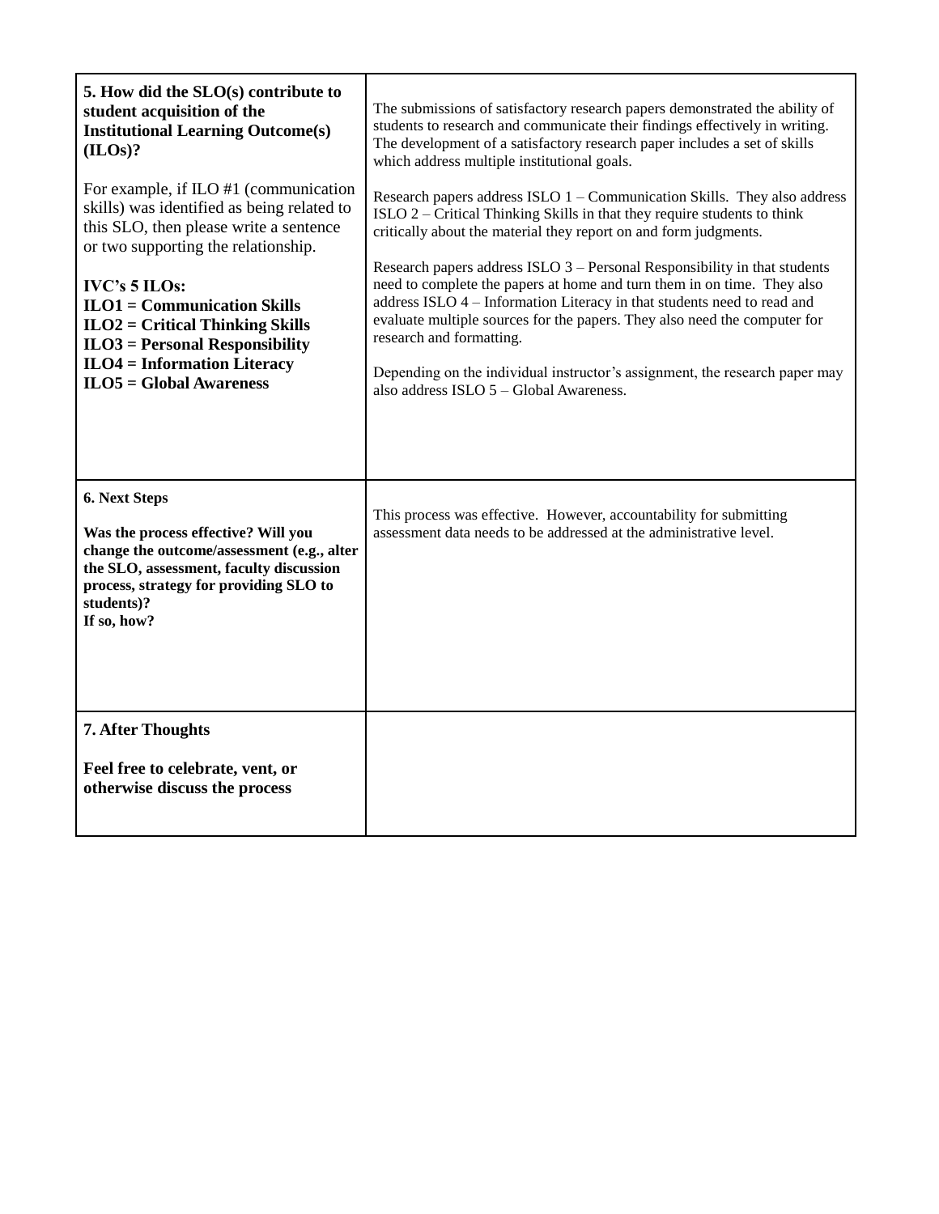| | |
|---|---|
| **5. How did the SLO(s) contribute to student acquisition of the Institutional Learning Outcome(s) (ILOs)?**<br><br>For example, if ILO #1 (communication skills) was identified as being related to this SLO, then please write a sentence or two supporting the relationship.<br><br>**IVC's 5 ILOs:**<br>**ILO1 = Communication Skills**<br>**ILO2 = Critical Thinking Skills**<br>**ILO3 = Personal Responsibility**<br>**ILO4 = Information Literacy**<br>**ILO5 = Global Awareness** | The submissions of satisfactory research papers demonstrated the ability of students to research and communicate their findings effectively in writing. The development of a satisfactory research paper includes a set of skills which address multiple institutional goals.<br><br>Research papers address ISLO 1 – Communication Skills. They also address ISLO 2 – Critical Thinking Skills in that they require students to think critically about the material they report on and form judgments.<br><br>Research papers address ISLO 3 – Personal Responsibility in that students need to complete the papers at home and turn them in on time. They also address ISLO 4 – Information Literacy in that students need to read and evaluate multiple sources for the papers. They also need the computer for research and formatting.<br><br>Depending on the individual instructor's assignment, the research paper may also address ISLO 5 – Global Awareness. |
| **6. Next Steps**<br><br>**Was the process effective? Will you change the outcome/assessment (e.g., alter the SLO, assessment, faculty discussion process, strategy for providing SLO to students)?**<br>**If so, how?** | This process was effective. However, accountability for submitting assessment data needs to be addressed at the administrative level. |
| **7. After Thoughts**<br><br>**Feel free to celebrate, vent, or otherwise discuss the process** | |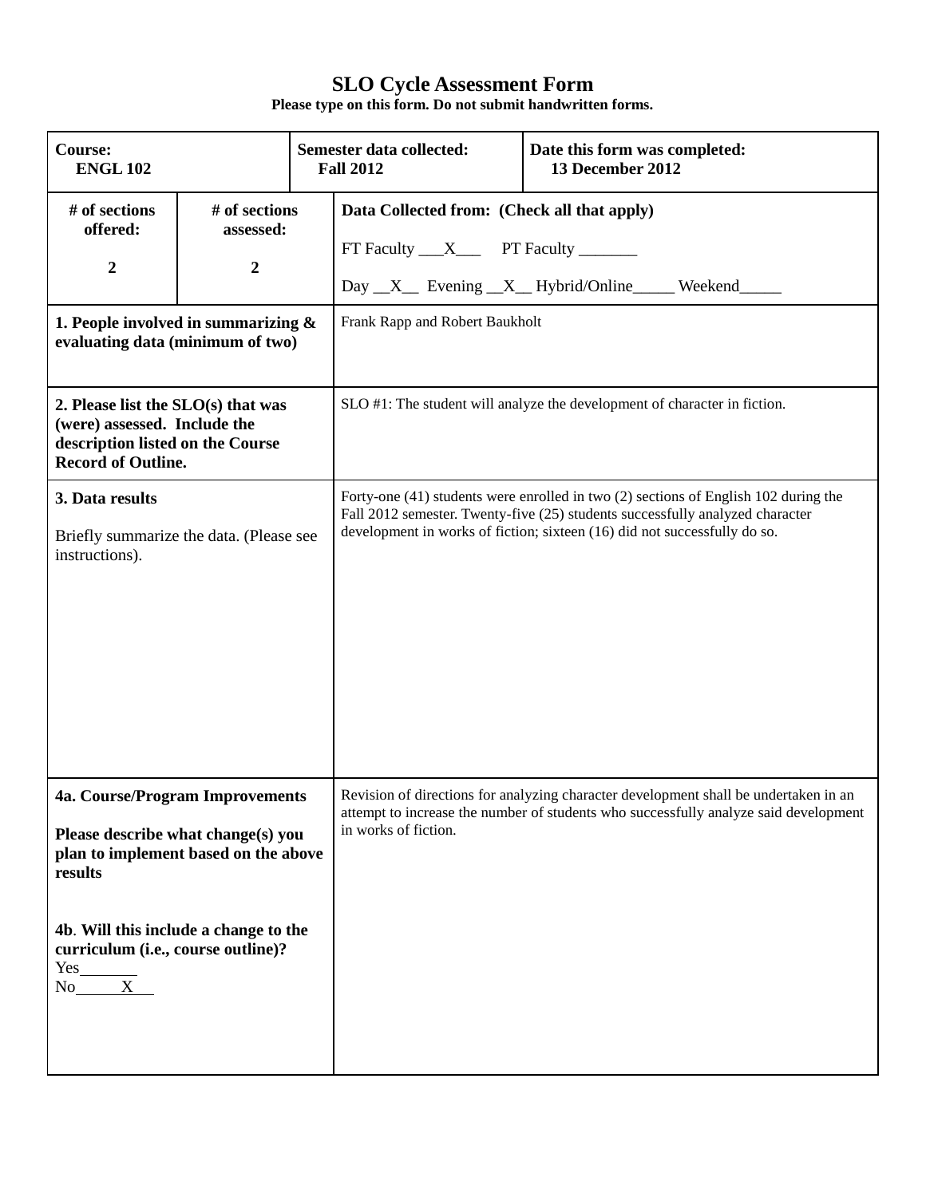# SLO Cycle Assessment Form

**Please type on this form. Do not submit handwritten forms.**

| **Course:** ENGL 102 | | **Semester data collected:** Fall 2012 | **Date this form was completed:** 13 December 2012 |
|---|---|---|---|
| **# of sections offered:** 2 | **# of sections assessed:** 2 | **Data Collected from: (Check all that apply)** FT Faculty \_\_\_X\_\_\_ PT Faculty \_\_\_\_\_\_\_ Day \_\_X\_\_ Evening \_\_X\_\_ Hybrid/Online\_\_\_\_\_ Weekend\_\_\_\_\_ | |
| **1. People involved in summarizing & evaluating data (minimum of two)** | | Frank Rapp and Robert Baukholt | |
| **2. Please list the SLO(s) that was (were) assessed. Include the description listed on the Course Record of Outline.** | | SLO #1: The student will analyze the development of character in fiction. | |
| **3. Data results** Briefly summarize the data. (Please see instructions). | | Forty-one (41) students were enrolled in two (2) sections of English 102 during the Fall 2012 semester. Twenty-five (25) students successfully analyzed character development in works of fiction; sixteen (16) did not successfully do so. | |
| **4a. Course/Program Improvements** **Please describe what change(s) you plan to implement based on the above results** **4b. Will this include a change to the curriculum (i.e., course outline)?** Yes\_\_\_\_\_\_ No\_\_\_X\_\_\_ | | Revision of directions for analyzing character development shall be undertaken in an attempt to increase the number of students who successfully analyze said development in works of fiction. | |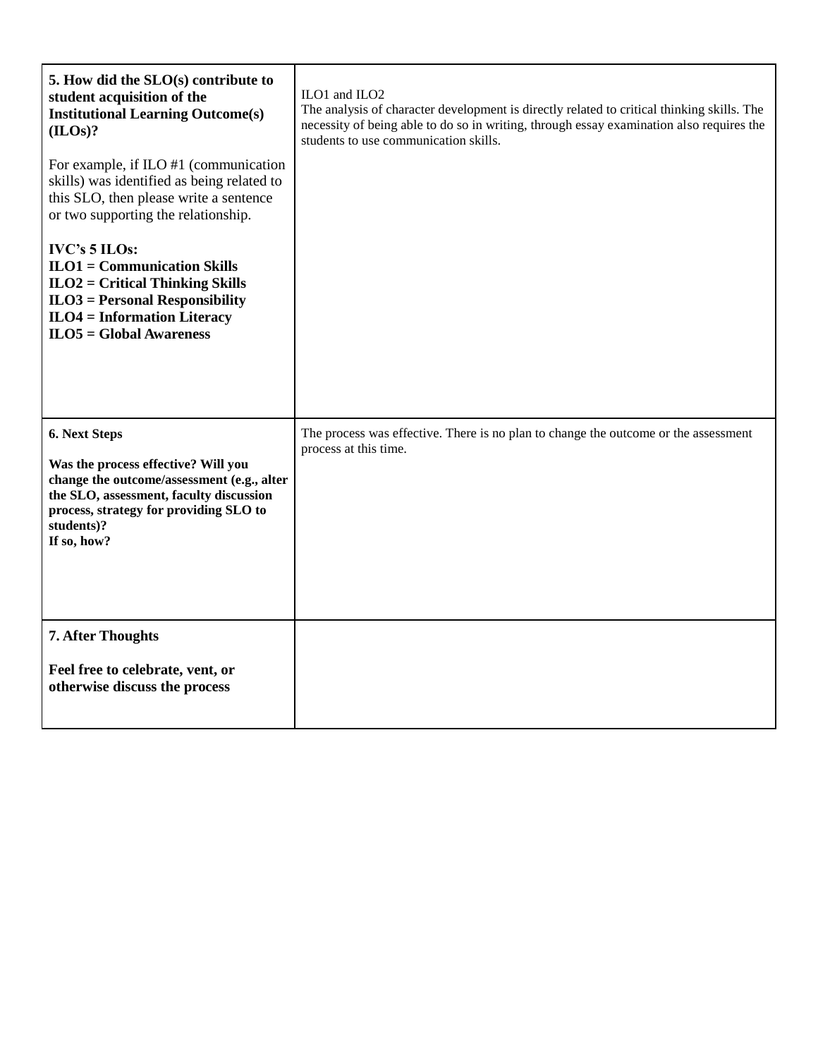| | |
|---|---|
| **5. How did the SLO(s) contribute to student acquisition of the Institutional Learning Outcome(s) (ILOs)?**<br><br>For example, if ILO #1 (communication skills) was identified as being related to this SLO, then please write a sentence or two supporting the relationship.<br><br>**IVC's 5 ILOs:**<br>**ILO1 = Communication Skills**<br>**ILO2 = Critical Thinking Skills**<br>**ILO3 = Personal Responsibility**<br>**ILO4 = Information Literacy**<br>**ILO5 = Global Awareness** | ILO1 and ILO2<br>The analysis of character development is directly related to critical thinking skills. The necessity of being able to do so in writing, through essay examination also requires the students to use communication skills. |
| **6. Next Steps**<br><br>**Was the process effective? Will you change the outcome/assessment (e.g., alter the SLO, assessment, faculty discussion process, strategy for providing SLO to students)?**<br>**If so, how?** | The process was effective. There is no plan to change the outcome or the assessment process at this time. |
| **7. After Thoughts**<br><br>**Feel free to celebrate, vent, or otherwise discuss the process** | |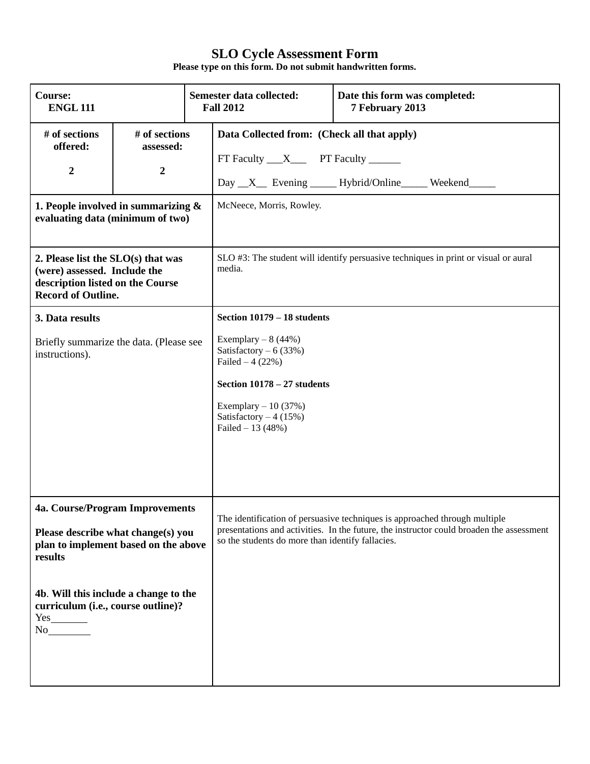# SLO Cycle Assessment Form

**Please type on this form. Do not submit handwritten forms.**

| **Course:** ENGL 111 | | **Semester data collected:** Fall 2012 | **Date this form was completed:** 7 February 2013 |
|---|---|---|---|
| **# of sections offered:** 2 | **# of sections assessed:** 2 | **Data Collected from: (Check all that apply)**<br>FT Faculty \_\_\_X\_\_\_ PT Faculty \_\_\_\_\_\_<br>Day \_\_X\_\_ Evening \_\_\_\_\_ Hybrid/Online\_\_\_\_\_ Weekend\_\_\_\_\_ | |
| **1. People involved in summarizing & evaluating data (minimum of two)** | | McNeece, Morris, Rowley. | |
| **2. Please list the SLO(s) that was (were) assessed. Include the description listed on the Course Record of Outline.** | | SLO #3: The student will identify persuasive techniques in print or visual or aural media. | |
| **3. Data results**<br>Briefly summarize the data. (Please see instructions). | | **Section 10179 – 18 students**<br>Exemplary – 8 (44%)<br>Satisfactory – 6 (33%)<br>Failed – 4 (22%)<br>**Section 10178 – 27 students**<br>Exemplary – 10 (37%)<br>Satisfactory – 4 (15%)<br>Failed – 13 (48%) | |
| **4a. Course/Program Improvements**<br>**Please describe what change(s) you plan to implement based on the above results**<br>**4b. Will this include a change to the curriculum (i.e., course outline)?**<br>Yes\_\_\_\_\_\_\_<br>No\_\_\_\_\_\_\_\_ | | The identification of persuasive techniques is approached through multiple presentations and activities. In the future, the instructor could broaden the assessment so the students do more than identify fallacies. | |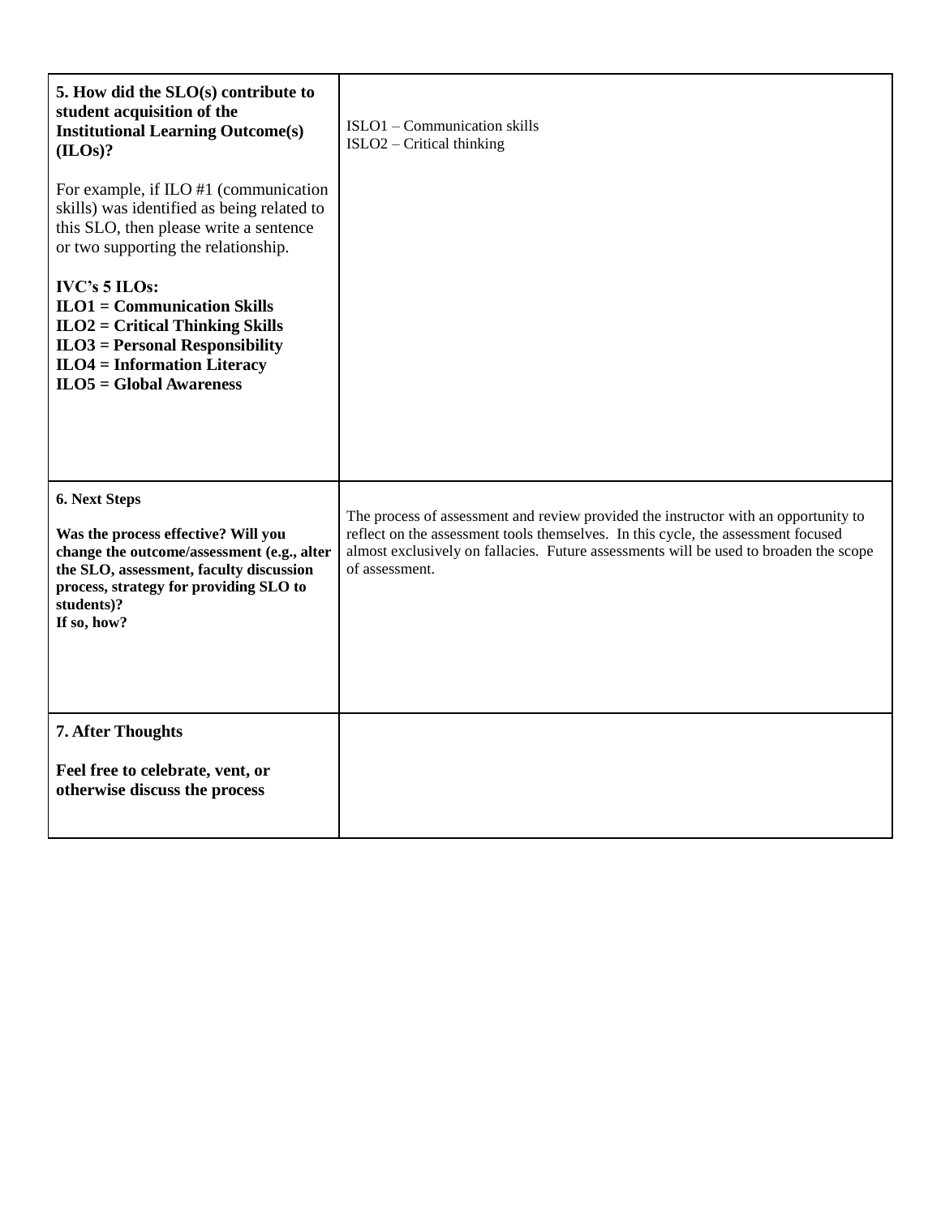| | |
|---|---|
| **5. How did the SLO(s) contribute to student acquisition of the Institutional Learning Outcome(s) (ILOs)?**<br><br>For example, if ILO #1 (communication skills) was identified as being related to this SLO, then please write a sentence or two supporting the relationship.<br><br>**IVC's 5 ILOs:**<br>**ILO1 = Communication Skills**<br>**ILO2 = Critical Thinking Skills**<br>**ILO3 = Personal Responsibility**<br>**ILO4 = Information Literacy**<br>**ILO5 = Global Awareness** | ISLO1 – Communication skills<br>ISLO2 – Critical thinking |
| **6. Next Steps**<br><br>**Was the process effective? Will you change the outcome/assessment (e.g., alter the SLO, assessment, faculty discussion process, strategy for providing SLO to students)?**<br>**If so, how?** | The process of assessment and review provided the instructor with an opportunity to reflect on the assessment tools themselves. In this cycle, the assessment focused almost exclusively on fallacies. Future assessments will be used to broaden the scope of assessment. |
| **7. After Thoughts**<br><br>**Feel free to celebrate, vent, or otherwise discuss the process** | |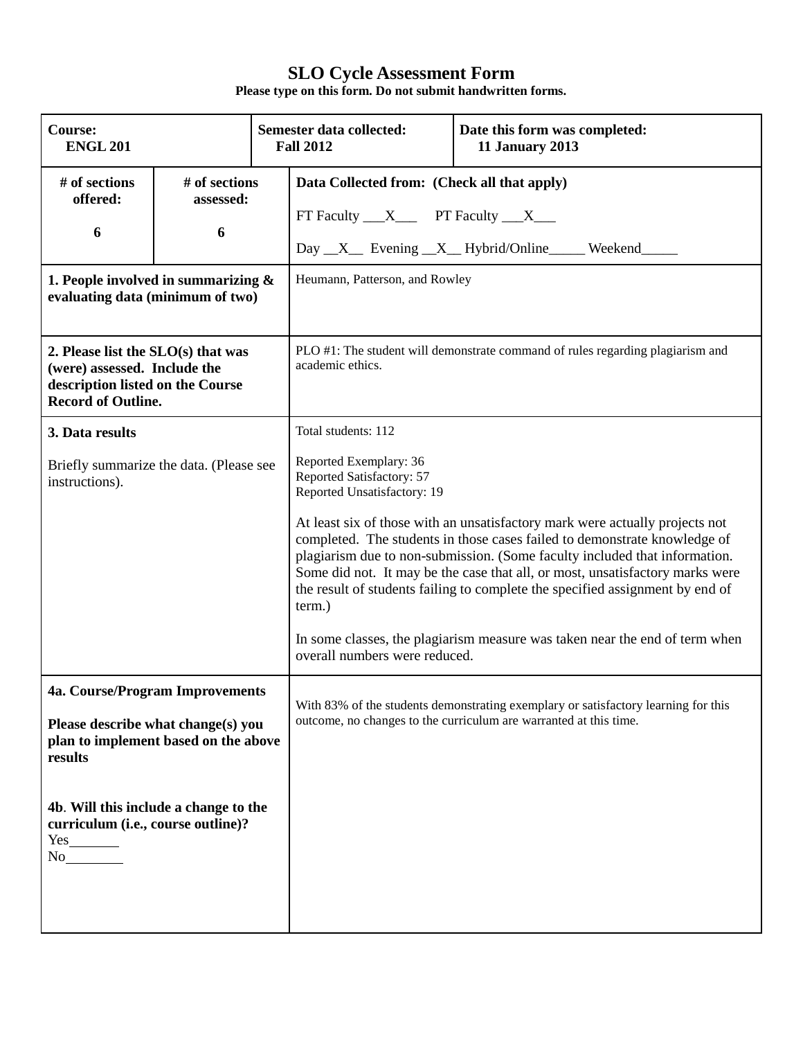# SLO Cycle Assessment Form

**Please type on this form. Do not submit handwritten forms.**

| **Course:** ENGL 201 | | **Semester data collected:** Fall 2012 | **Date this form was completed:** 11 January 2013 |
|---|---|---|---|
| **# of sections offered:** 6 | **# of sections assessed:** 6 | **Data Collected from: (Check all that apply)**<br>FT Faculty \_\_\_X\_\_\_ PT Faculty \_\_\_X\_\_\_<br>Day \_\_X\_\_ Evening \_\_X\_\_ Hybrid/Online\_\_\_\_\_ Weekend\_\_\_\_\_ | |
| **1. People involved in summarizing & evaluating data (minimum of two)** | | Heumann, Patterson, and Rowley | |
| **2. Please list the SLO(s) that was (were) assessed. Include the description listed on the Course Record of Outline.** | | PLO #1: The student will demonstrate command of rules regarding plagiarism and academic ethics. | |
| **3. Data results**<br><br>Briefly summarize the data. (Please see instructions). | | Total students: 112<br><br>Reported Exemplary: 36<br>Reported Satisfactory: 57<br>Reported Unsatisfactory: 19<br><br>At least six of those with an unsatisfactory mark were actually projects not completed. The students in those cases failed to demonstrate knowledge of plagiarism due to non-submission. (Some faculty included that information. Some did not. It may be the case that all, or most, unsatisfactory marks were the result of students failing to complete the specified assignment by end of term.)<br><br>In some classes, the plagiarism measure was taken near the end of term when overall numbers were reduced. | |
| **4a. Course/Program Improvements**<br><br>**Please describe what change(s) you plan to implement based on the above results**<br><br>**4b. Will this include a change to the curriculum (i.e., course outline)?**<br>Yes\_\_\_\_\_\_\_<br>No\_\_\_\_\_\_\_\_ | | With 83% of the students demonstrating exemplary or satisfactory learning for this outcome, no changes to the curriculum are warranted at this time. | |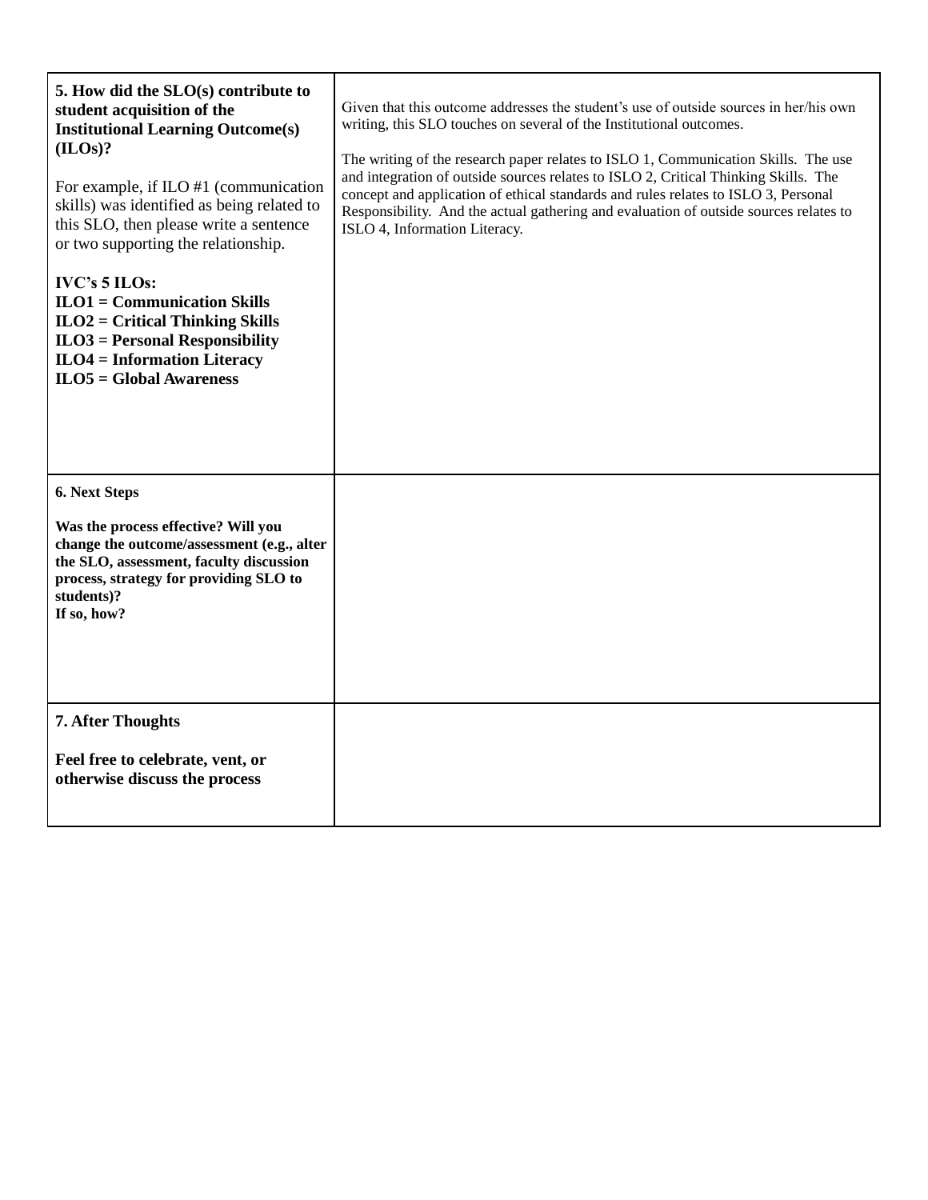| | |
|---|---|
| **5. How did the SLO(s) contribute to student acquisition of the Institutional Learning Outcome(s) (ILOs)?**<br><br>For example, if ILO #1 (communication skills) was identified as being related to this SLO, then please write a sentence or two supporting the relationship.<br><br>**IVC's 5 ILOs:**<br>**ILO1 = Communication Skills**<br>**ILO2 = Critical Thinking Skills**<br>**ILO3 = Personal Responsibility**<br>**ILO4 = Information Literacy**<br>**ILO5 = Global Awareness** | Given that this outcome addresses the student's use of outside sources in her/his own writing, this SLO touches on several of the Institutional outcomes.<br><br>The writing of the research paper relates to ISLO 1, Communication Skills. The use and integration of outside sources relates to ISLO 2, Critical Thinking Skills. The concept and application of ethical standards and rules relates to ISLO 3, Personal Responsibility. And the actual gathering and evaluation of outside sources relates to ISLO 4, Information Literacy. |
| **6. Next Steps**<br><br>**Was the process effective? Will you change the outcome/assessment (e.g., alter the SLO, assessment, faculty discussion process, strategy for providing SLO to students)?**<br>**If so, how?** | |
| **7. After Thoughts**<br><br>**Feel free to celebrate, vent, or otherwise discuss the process** | |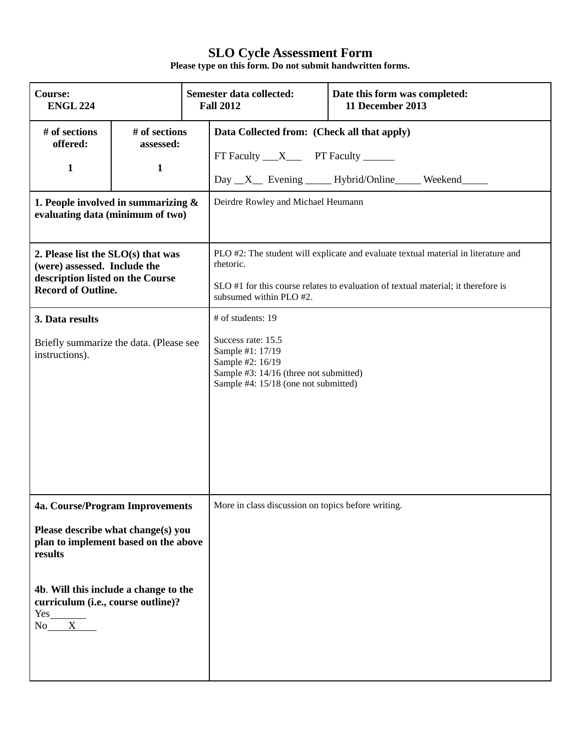# SLO Cycle Assessment Form

**Please type on this form. Do not submit handwritten forms.**

| **Course:** ENGL 224 | | **Semester data collected:** Fall 2012 | **Date this form was completed:** 11 December 2013 |
|---|---|---|---|
| **# of sections offered:** 1 | **# of sections assessed:** 1 | **Data Collected from: (Check all that apply)**<br>FT Faculty \_\_\_X\_\_\_ PT Faculty \_\_\_\_\_\_<br>Day \_\_X\_\_ Evening \_\_\_\_\_ Hybrid/Online\_\_\_\_\_ Weekend\_\_\_\_\_ | |
| **1. People involved in summarizing & evaluating data (minimum of two)** | | Deirdre Rowley and Michael Heumann | |
| **2. Please list the SLO(s) that was (were) assessed. Include the description listed on the Course Record of Outline.** | | PLO #2: The student will explicate and evaluate textual material in literature and rhetoric.<br><br>SLO #1 for this course relates to evaluation of textual material; it therefore is subsumed within PLO #2. | |
| **3. Data results**<br><br>Briefly summarize the data. (Please see instructions). | | # of students: 19<br><br>Success rate: 15.5<br>Sample #1: 17/19<br>Sample #2: 16/19<br>Sample #3: 14/16 (three not submitted)<br>Sample #4: 15/18 (one not submitted) | |
| **4a. Course/Program Improvements**<br><br>**Please describe what change(s) you plan to implement based on the above results**<br><br>**4b. Will this include a change to the curriculum (i.e., course outline)?**<br>Yes\_\_\_\_\_\_\_<br>No\_\_\_\_X\_\_\_\_ | | More in class discussion on topics before writing. | |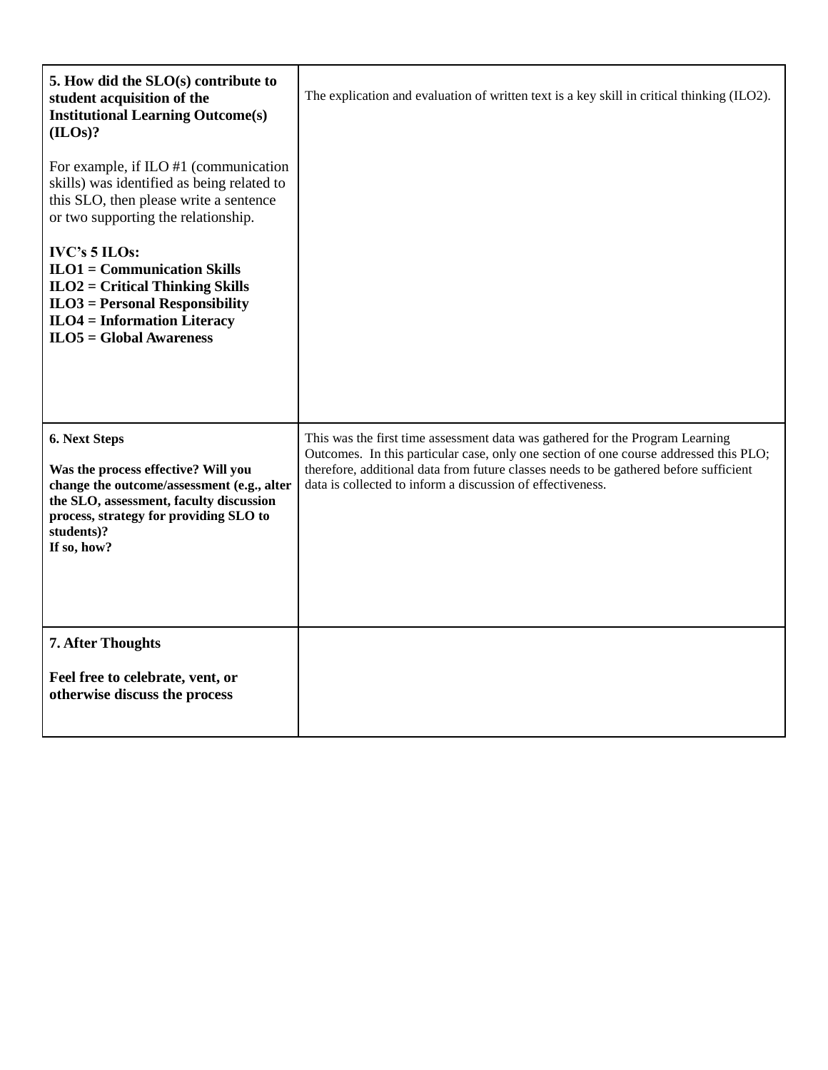| **5. How did the SLO(s) contribute to student acquisition of the Institutional Learning Outcome(s) (ILOs)?**<br><br>For example, if ILO #1 (communication skills) was identified as being related to this SLO, then please write a sentence or two supporting the relationship.<br><br>**IVC's 5 ILOs:**<br>**ILO1 = Communication Skills**<br>**ILO2 = Critical Thinking Skills**<br>**ILO3 = Personal Responsibility**<br>**ILO4 = Information Literacy**<br>**ILO5 = Global Awareness** | The explication and evaluation of written text is a key skill in critical thinking (ILO2). |
|---|---|
| **6. Next Steps**<br><br>**Was the process effective? Will you change the outcome/assessment (e.g., alter the SLO, assessment, faculty discussion process, strategy for providing SLO to students)?**<br>**If so, how?** | This was the first time assessment data was gathered for the Program Learning Outcomes. In this particular case, only one section of one course addressed this PLO; therefore, additional data from future classes needs to be gathered before sufficient data is collected to inform a discussion of effectiveness. |
| **7. After Thoughts**<br><br>**Feel free to celebrate, vent, or otherwise discuss the process** | |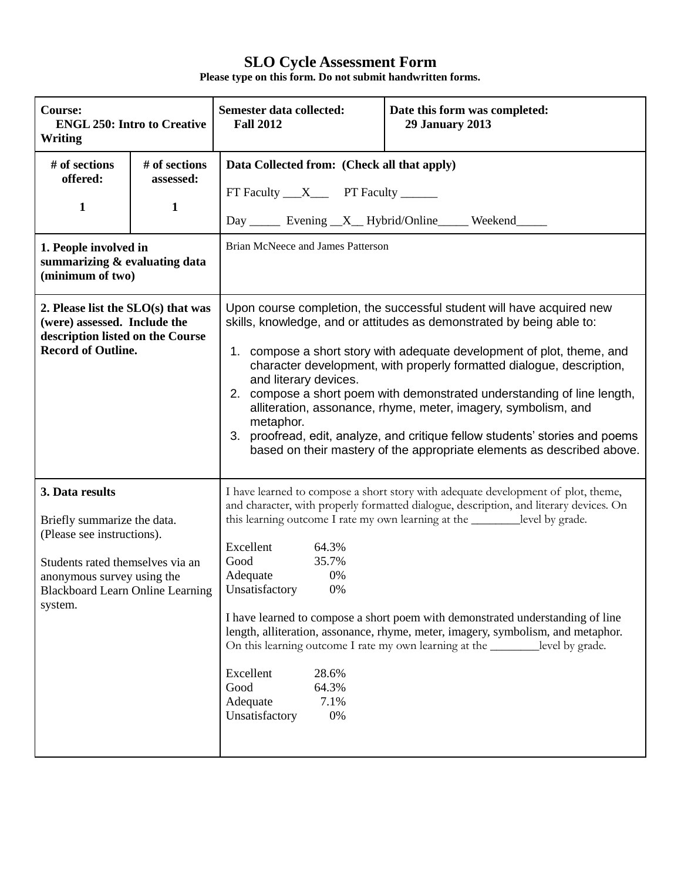# SLO Cycle Assessment Form

**Please type on this form. Do not submit handwritten forms.**

| **Course:** **ENGL 250: Intro to Creative Writing** | | **Semester data collected:** **Fall 2012** | **Date this form was completed:** **29 January 2013** |
|---|---|---|---|
| **# of sections offered:** **1** | **# of sections assessed:** **1** | **Data Collected from: (Check all that apply)** FT Faculty \_\_\_X\_\_\_ PT Faculty \_\_\_\_\_\_ Day \_\_\_\_\_ Evening \_\_X\_\_ Hybrid/Online\_\_\_\_\_ Weekend\_\_\_\_\_ | |
| **1. People involved in summarizing & evaluating data (minimum of two)** | | Brian McNeece and James Patterson | |
| **2. Please list the SLO(s) that was (were) assessed. Include the description listed on the Course Record of Outline.** | | Upon course completion, the successful student will have acquired new skills, knowledge, and or attitudes as demonstrated by being able to:<br>1. compose a short story with adequate development of plot, theme, and character development, with properly formatted dialogue, description, and literary devices.<br>2. compose a short poem with demonstrated understanding of line length, alliteration, assonance, rhyme, meter, imagery, symbolism, and metaphor.<br>3. proofread, edit, analyze, and critique fellow students' stories and poems based on their mastery of the appropriate elements as described above. | |
| **3. Data results**<br><br>Briefly summarize the data. (Please see instructions).<br><br>Students rated themselves via an anonymous survey using the Blackboard Learn Online Learning system. | | I have learned to compose a short story with adequate development of plot, theme, and character, with properly formatted dialogue, description, and literary devices. On this learning outcome I rate my own learning at the \_\_\_\_\_\_\_\_level by grade.<br><br>Excellent 64.3%<br>Good 35.7%<br>Adequate 0%<br>Unsatisfactory 0%<br><br>I have learned to compose a short poem with demonstrated understanding of line length, alliteration, assonance, rhyme, meter, imagery, symbolism, and metaphor. On this learning outcome I rate my own learning at the \_\_\_\_\_\_\_\_level by grade.<br><br>Excellent 28.6%<br>Good 64.3%<br>Adequate 7.1%<br>Unsatisfactory 0% | |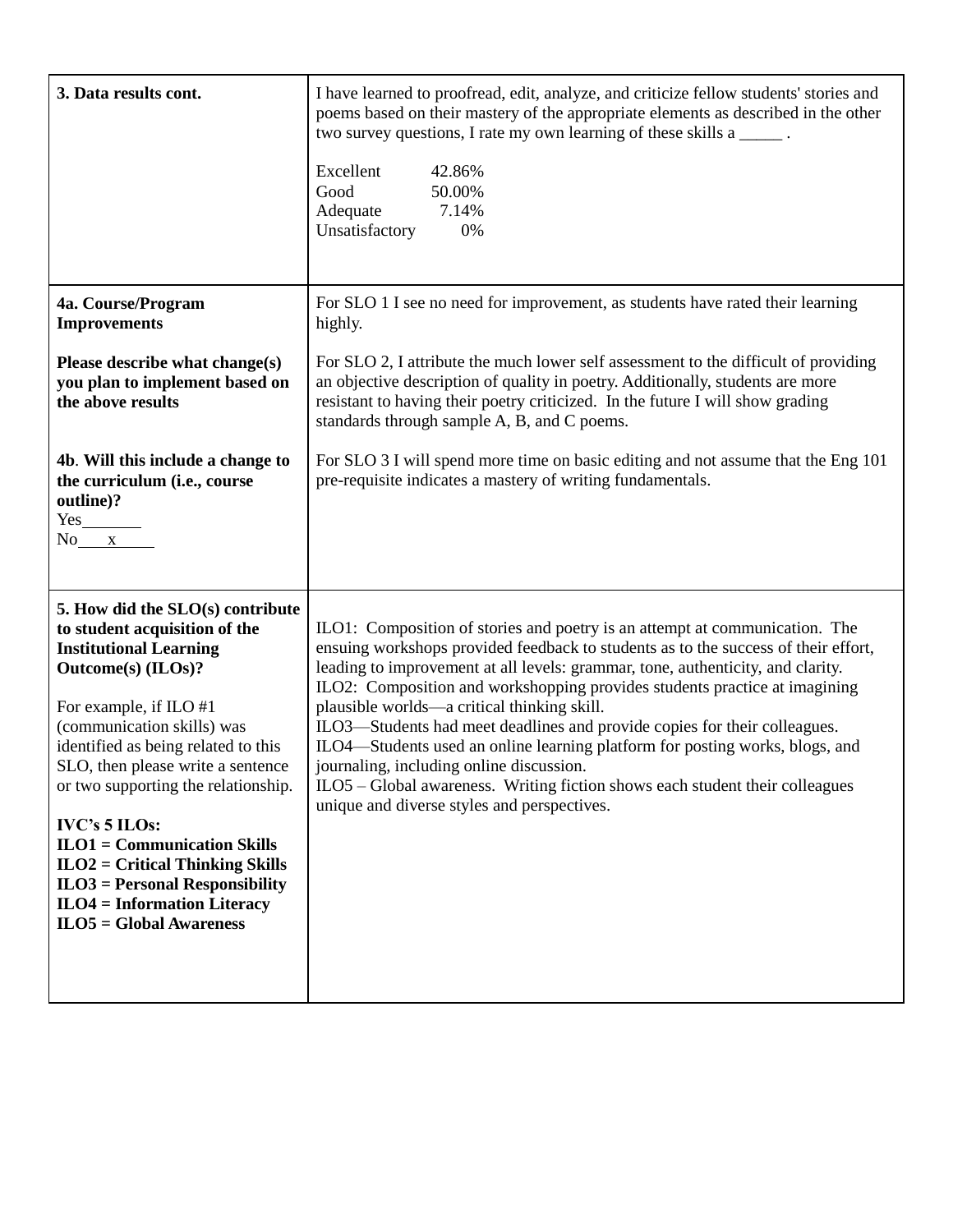| **3. Data results cont.** | I have learned to proofread, edit, analyze, and criticize fellow students' stories and poems based on their mastery of the appropriate elements as described in the other two survey questions, I rate my own learning of these skills a _____ .<br><br>Excellent 42.86%<br>Good 50.00%<br>Adequate 7.14%<br>Unsatisfactory 0% |
|---|---|
| **4a. Course/Program Improvements**<br><br>**Please describe what change(s) you plan to implement based on the above results**<br><br>**4b. Will this include a change to the curriculum (i.e., course outline)?**<br>Yes_______<br>No___x_____ | For SLO 1 I see no need for improvement, as students have rated their learning highly.<br><br>For SLO 2, I attribute the much lower self assessment to the difficult of providing an objective description of quality in poetry. Additionally, students are more resistant to having their poetry criticized. In the future I will show grading standards through sample A, B, and C poems.<br><br>For SLO 3 I will spend more time on basic editing and not assume that the Eng 101 pre-requisite indicates a mastery of writing fundamentals. |
| **5. How did the SLO(s) contribute to student acquisition of the Institutional Learning Outcome(s) (ILOs)?**<br><br>For example, if ILO #1 (communication skills) was identified as being related to this SLO, then please write a sentence or two supporting the relationship.<br><br>**IVC's 5 ILOs:**<br>**ILO1 = Communication Skills**<br>**ILO2 = Critical Thinking Skills**<br>**ILO3 = Personal Responsibility**<br>**ILO4 = Information Literacy**<br>**ILO5 = Global Awareness** | ILO1: Composition of stories and poetry is an attempt at communication. The ensuing workshops provided feedback to students as to the success of their effort, leading to improvement at all levels: grammar, tone, authenticity, and clarity.<br>ILO2: Composition and workshopping provides students practice at imagining plausible worlds—a critical thinking skill.<br>ILO3—Students had meet deadlines and provide copies for their colleagues.<br>ILO4—Students used an online learning platform for posting works, blogs, and journaling, including online discussion.<br>ILO5 – Global awareness. Writing fiction shows each student their colleagues unique and diverse styles and perspectives. |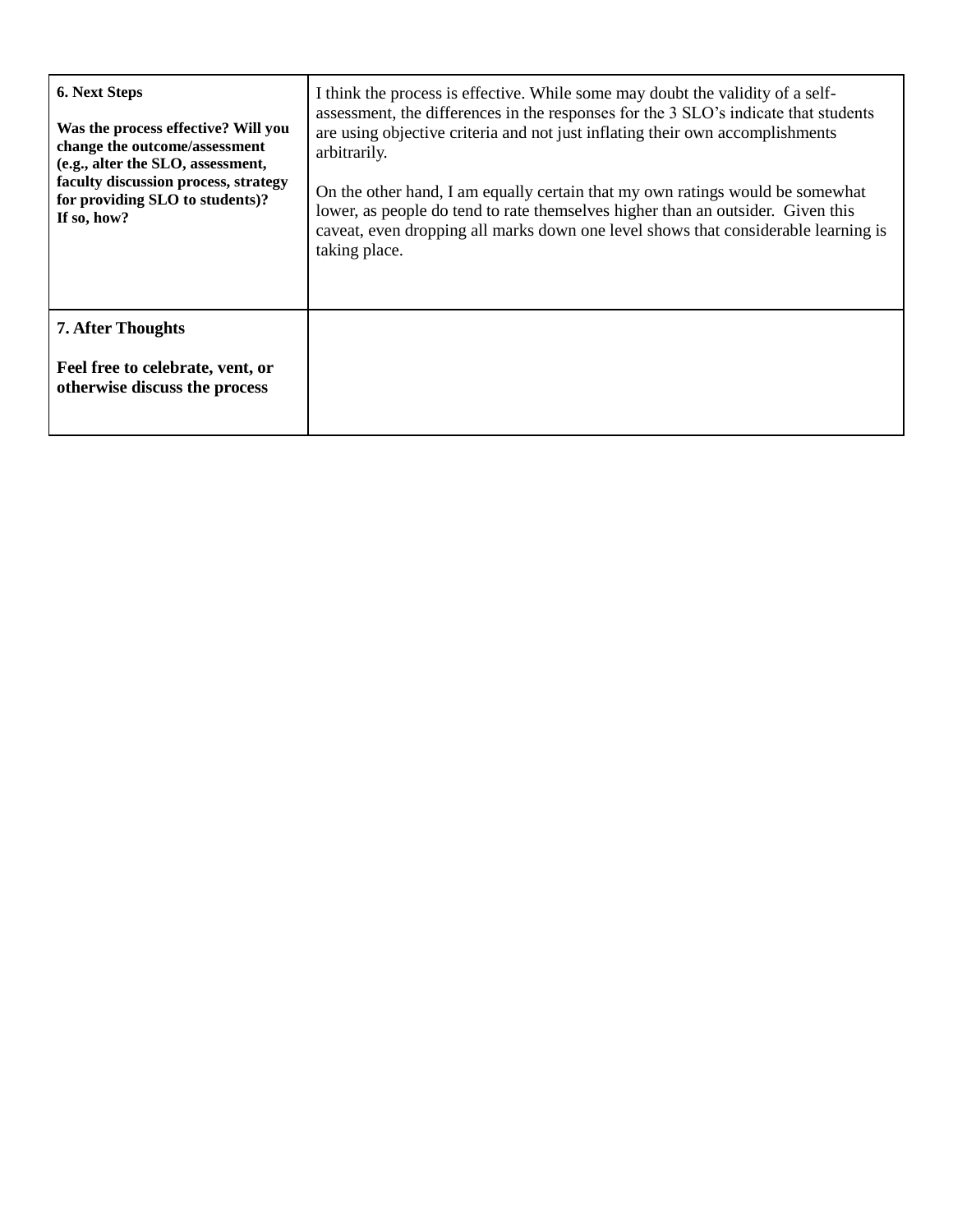| | |
|---|---|
| **6. Next Steps**<br><br>**Was the process effective? Will you change the outcome/assessment (e.g., alter the SLO, assessment, faculty discussion process, strategy for providing SLO to students)?**<br>**If so, how?** | I think the process is effective. While some may doubt the validity of a self-assessment, the differences in the responses for the 3 SLO's indicate that students are using objective criteria and not just inflating their own accomplishments arbitrarily.<br><br>On the other hand, I am equally certain that my own ratings would be somewhat lower, as people do tend to rate themselves higher than an outsider. Given this caveat, even dropping all marks down one level shows that considerable learning is taking place. |
| **7. After Thoughts**<br><br>**Feel free to celebrate, vent, or otherwise discuss the process** | |